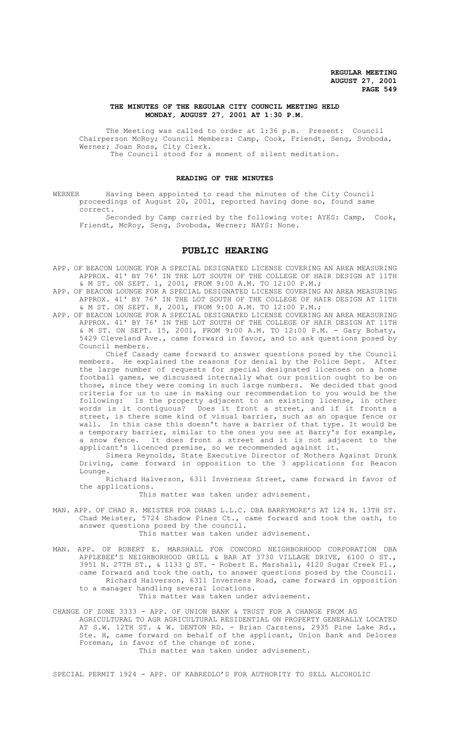# THE MINUTES OF THE REGULAR CITY COUNCIL MEETING HELD MONDAY, AUGUST 27, 2001 AT 1:30 P.M.

The Meeting was called to order at 1:36 p.m. Present: Council Chairperson McRoy; Council Members: Camp, Cook, Friendt, Seng, Svoboda, Werner; Joan Ross, City Clerk.

The Council stood for a moment of silent meditation.

## READING OF THE MINUTES

WERNER Having been appointed to read the minutes of the City Council proceedings of August 20, 2001, reported having done so, found same correct.

Seconded by Camp carried by the following vote: AYES: Camp, Cook, Friendt, McRoy, Seng, Svoboda, Werner; NAYS: None.

# PUBLIC HEARING

APP. OF BEACON LOUNGE FOR A SPECIAL DESIGNATED LICENSE COVERING AN AREA MEASURING APPROX. 41' BY 76' IN THE LOT SOUTH OF THE COLLEGE OF HAIR DESIGN AT 11TH & M ST. ON SEPT. 1, 2001, FROM 9:00 A.M. TO 12:00 P.M.;

APP. OF BEACON LOUNGE FOR A SPECIAL DESIGNATED LICENSE COVERING AN AREA MEASURING APPROX. 41' BY 76' IN THE LOT SOUTH OF THE COLLEGE OF HAIR DESIGN AT 11TH & M ST. ON SEPT. 8, 2001, FROM 9:00 A.M. TO 12:00 P.M.;

APP. OF BEACON LOUNGE FOR A SPECIAL DESIGNATED LICENSE COVERING AN AREA MEASURING APPROX. 41' BY 76' IN THE LOT SOUTH OF THE COLLEGE OF HAIR DESIGN AT 11TH & M ST. ON SEPT. 15, 2001, FROM 9:00 A.M. TO 12:00 P.M. - Gary Bohaty, 5429 Cleveland Ave., came forward in favor, and to ask questions posed by Council members.

Chief Casady came forward to answer questions posed by the Council members. He explained the reasons for denial by the Police Dept. After the large number of requests for special designated licenses on a home football games, we discussed internally what our position ought to be on those, since they were coming in such large numbers. We decided that good criteria for us to use in making our recommendation to you would be the following: Is the property adjacent to an existing license, in other words is it contiguous? Does it front a street, and if it fronts a street, is there some kind of visual barrier, such as an opaque fence or wall. In this case this doesn't have a barrier of that type. It would be a temporary barrier, similar to the ones you see at Barry's for example, a snow fence. It does front a street and it is not adjacent to the applicant's licenced premise, so we recommended against it.

Simera Reynolds, State Executive Director of Mothers Against Drunk Driving, came forward in opposition to the 3 applications for Beacon Lounge.

Richard Halverson, 6311 Inverness Street, came forward in favor of the applications.

This matter was taken under advisement.

MAN. APP. OF CHAD R. MEISTER FOR DHABS L.L.C. DBA BARRYMORE'S AT 124 N. 13TH ST. Chad Meister, 5724 Shadow Pines Ct., came forward and took the oath, to answer questions posed by the council.

This matter was taken under advisement.

MAN. APP. OF ROBERT E. MARSHALL FOR CONCORD NEIGHBORHOOD CORPORATION DBA APPLEBEE'S NEIGHBORHOOD GRILL & BAR AT 3730 VILLAGE DRIVE, 6100 O ST., 3951 N. 27TH ST., & 1133 Q ST. - Robert E. Marshall, 4120 Sugar Creek Pl., came forward and took the oath, to answer questions posed by the Council.

Richard Halverson, 6311 Inverness Road, came forward in opposition to a manager handling several locations.

This matter was taken under advisement.

CHANGE OF ZONE 3333 - APP. OF UNION BANK & TRUST FOR A CHANGE FROM AG AGRICULTURAL TO AGR AGRICULTURAL RESIDENTIAL ON PROPERTY GENERALLY LOCATED AT S.W. 12TH ST. & W. DENTON RD. - Brian Carstens, 2935 Pine Lake Rd., Ste. H, came forward on behalf of the applicant, Union Bank and Delores Foreman, in favor of the change of zone.

This matter was taken under advisement.

SPECIAL PERMIT 1924 - APP. OF KABREDLO'S FOR AUTHORITY TO SELL ALCOHOLIC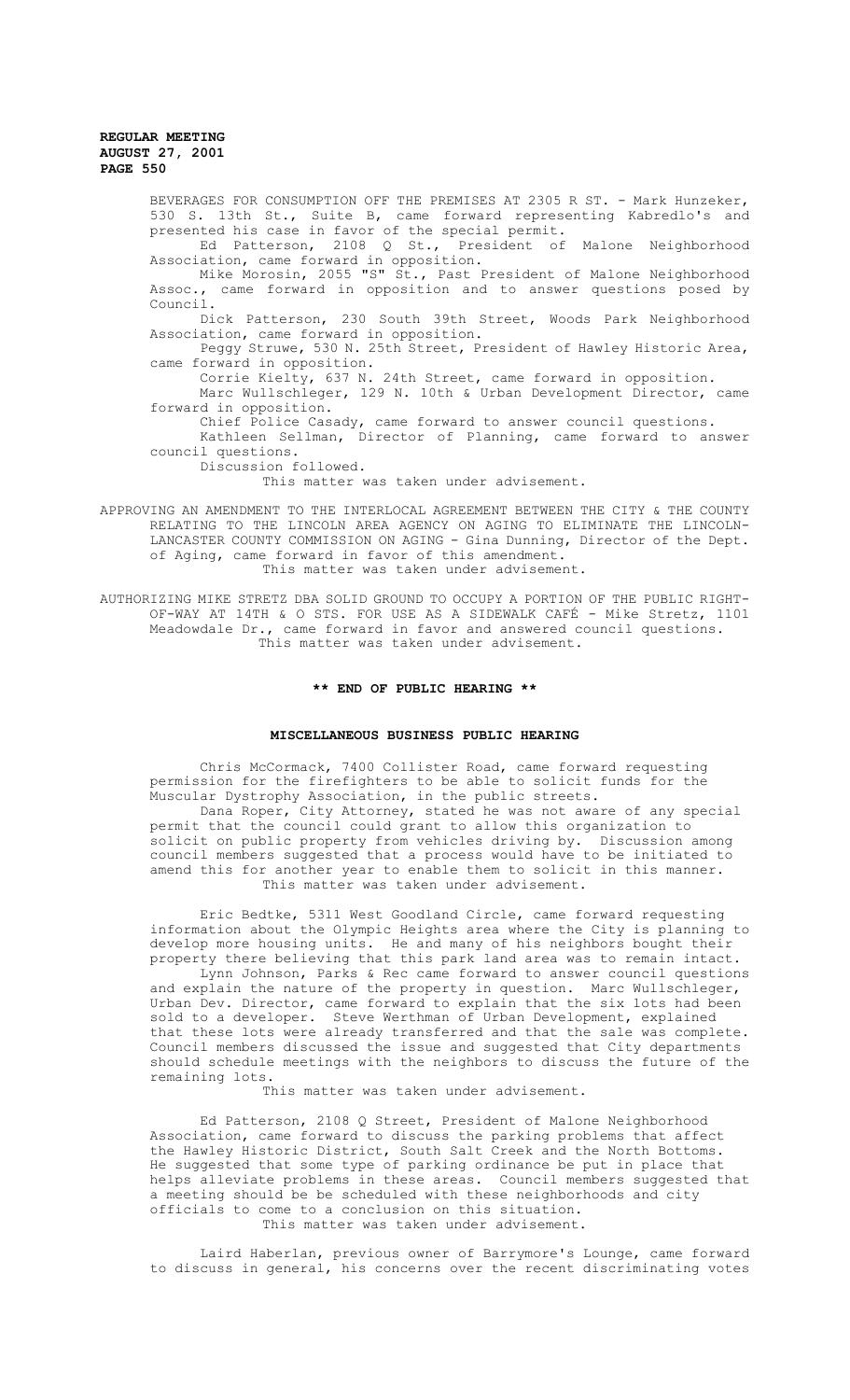BEVERAGES FOR CONSUMPTION OFF THE PREMISES AT 2305 R ST. - Mark Hunzeker, 530 S. 13th St., Suite B, came forward representing Kabredlo's and presented his case in favor of the special permit.

Ed Patterson, 2108 Q St., President of Malone Neighborhood Association, came forward in opposition.

Mike Morosin, 2055 "S" St., Past President of Malone Neighborhood Assoc., came forward in opposition and to answer questions posed by Council.

Dick Patterson, 230 South 39th Street, Woods Park Neighborhood Association, came forward in opposition.

Peggy Struwe, 530 N. 25th Street, President of Hawley Historic Area, came forward in opposition.

Corrie Kielty, 637 N. 24th Street, came forward in opposition.

Marc Wullschleger, 129 N. 10th & Urban Development Director, came forward in opposition.

Chief Police Casady, came forward to answer council questions.

Kathleen Sellman, Director of Planning, came forward to answer council questions.

Discussion followed.

This matter was taken under advisement.

APPROVING AN AMENDMENT TO THE INTERLOCAL AGREEMENT BETWEEN THE CITY & THE COUNTY RELATING TO THE LINCOLN AREA AGENCY ON AGING TO ELIMINATE THE LINCOLN-LANCASTER COUNTY COMMISSION ON AGING - Gina Dunning, Director of the Dept. of Aging, came forward in favor of this amendment.

This matter was taken under advisement.

AUTHORIZING MIKE STRETZ DBA SOLID GROUND TO OCCUPY A PORTION OF THE PUBLIC RIGHT-OF-WAY AT 14TH & O STS. FOR USE AS A SIDEWALK CAFÉ - Mike Stretz, 1101 Meadowdale Dr., came forward in favor and answered council questions.

This matter was taken under advisement.

**\*\* END OF PUBLIC HEARING \*\***

**MISCELLANEOUS BUSINESS PUBLIC HEARING**

Chris McCormack, 7400 Collister Road, came forward requesting permission for the firefighters to be able to solicit funds for the Muscular Dystrophy Association, in the public streets.

Dana Roper, City Attorney, stated he was not aware of any special permit that the council could grant to allow this organization to solicit on public property from vehicles driving by. Discussion among council members suggested that a process would have to be initiated to amend this for another year to enable them to solicit in this manner.

This matter was taken under advisement.

Eric Bedtke, 5311 West Goodland Circle, came forward requesting information about the Olympic Heights area where the City is planning to develop more housing units. He and many of his neighbors bought their property there believing that this park land area was to remain intact.

Lynn Johnson, Parks & Rec came forward to answer council questions and explain the nature of the property in question. Marc Wullschleger, Urban Dev. Director, came forward to explain that the six lots had been sold to a developer. Steve Werthman of Urban Development, explained that these lots were already transferred and that the sale was complete. Council members discussed the issue and suggested that City departments should schedule meetings with the neighbors to discuss the future of the remaining lots.

This matter was taken under advisement.

Ed Patterson, 2108 Q Street, President of Malone Neighborhood Association, came forward to discuss the parking problems that affect the Hawley Historic District, South Salt Creek and the North Bottoms. He suggested that some type of parking ordinance be put in place that helps alleviate problems in these areas. Council members suggested that a meeting should be be scheduled with these neighborhoods and city officials to come to a conclusion on this situation.

This matter was taken under advisement.

Laird Haberlan, previous owner of Barrymore's Lounge, came forward to discuss in general, his concerns over the recent discriminating votes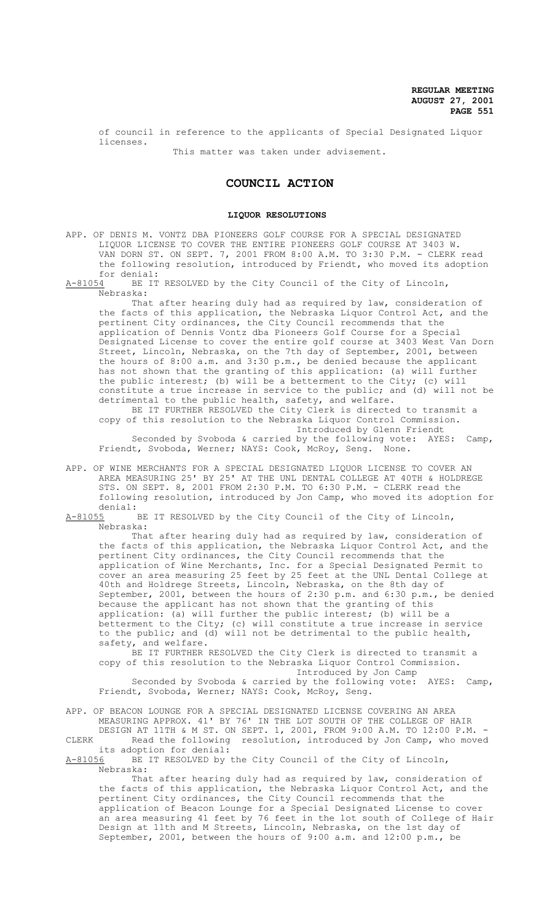of council in reference to the applicants of Special Designated Liquor licenses.

This matter was taken under advisement.

# COUNCIL ACTION

## LIQUOR RESOLUTIONS

APP. OF DENIS M. VONTZ DBA PIONEERS GOLF COURSE FOR A SPECIAL DESIGNATED LIQUOR LICENSE TO COVER THE ENTIRE PIONEERS GOLF COURSE AT 3403 W. VAN DORN ST. ON SEPT. 7, 2001 FROM 8:00 A.M. TO 3:30 P.M. - CLERK read the following resolution, introduced by Friendt, who moved its adoption for denial:

A-81054 BE IT RESOLVED by the City Council of the City of Lincoln, Nebraska:

That after hearing duly had as required by law, consideration of the facts of this application, the Nebraska Liquor Control Act, and the pertinent City ordinances, the City Council recommends that the application of Dennis Vontz dba Pioneers Golf Course for a Special Designated License to cover the entire golf course at 3403 West Van Dorn Street, Lincoln, Nebraska, on the 7th day of September, 2001, between the hours of 8:00 a.m. and 3:30 p.m., be denied because the applicant has not shown that the granting of this application: (a) will further the public interest; (b) will be a betterment to the City; (c) will constitute a true increase in service to the public; and (d) will not be detrimental to the public health, safety, and welfare.

BE IT FURTHER RESOLVED the City Clerk is directed to transmit a copy of this resolution to the Nebraska Liquor Control Commission.

Introduced by Glenn Friendt

Seconded by Svoboda & carried by the following vote: AYES: Camp, Friendt, Svoboda, Werner; NAYS: Cook, McRoy, Seng. None.

APP. OF WINE MERCHANTS FOR A SPECIAL DESIGNATED LIQUOR LICENSE TO COVER AN AREA MEASURING 25' BY 25' AT THE UNL DENTAL COLLEGE AT 40TH & HOLDREGE STS. ON SEPT. 8, 2001 FROM 2:30 P.M. TO 6:30 P.M. - CLERK read the following resolution, introduced by Jon Camp, who moved its adoption for denial:

A-81055 BE IT RESOLVED by the City Council of the City of Lincoln, Nebraska:

That after hearing duly had as required by law, consideration of the facts of this application, the Nebraska Liquor Control Act, and the pertinent City ordinances, the City Council recommends that the application of Wine Merchants, Inc. for a Special Designated Permit to cover an area measuring 25 feet by 25 feet at the UNL Dental College at 40th and Holdrege Streets, Lincoln, Nebraska, on the 8th day of September, 2001, between the hours of 2:30 p.m. and 6:30 p.m., be denied because the applicant has not shown that the granting of this application: (a) will further the public interest; (b) will be a betterment to the City; (c) will constitute a true increase in service to the public; and (d) will not be detrimental to the public health, safety, and welfare.

BE IT FURTHER RESOLVED the City Clerk is directed to transmit a copy of this resolution to the Nebraska Liquor Control Commission.

Introduced by Jon Camp

Seconded by Svoboda & carried by the following vote: AYES: Camp, Friendt, Svoboda, Werner; NAYS: Cook, McRoy, Seng.

APP. OF BEACON LOUNGE FOR A SPECIAL DESIGNATED LICENSE COVERING AN AREA MEASURING APPROX. 41' BY 76' IN THE LOT SOUTH OF THE COLLEGE OF HAIR DESIGN AT 11TH & M ST. ON SEPT. 1, 2001, FROM 9:00 A.M. TO 12:00 P.M. - CLERK Read the following resolution, introduced by Jon Camp, who moved its adoption for denial:

A-81056 BE IT RESOLVED by the City Council of the City of Lincoln, Nebraska:

That after hearing duly had as required by law, consideration of the facts of this application, the Nebraska Liquor Control Act, and the pertinent City ordinances, the City Council recommends that the application of Beacon Lounge for a Special Designated License to cover an area measuring 41 feet by 76 feet in the lot south of College of Hair Design at 11th and M Streets, Lincoln, Nebraska, on the 1st day of September, 2001, between the hours of 9:00 a.m. and 12:00 p.m., be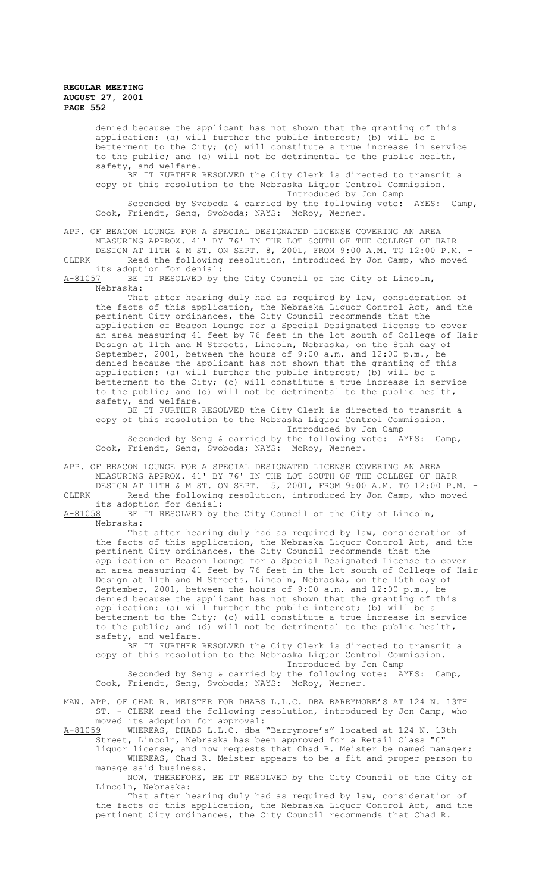denied because the applicant has not shown that the granting of this application: (a) will further the public interest; (b) will be a betterment to the City; (c) will constitute a true increase in service to the public; and (d) will not be detrimental to the public health, safety, and welfare.

BE IT FURTHER RESOLVED the City Clerk is directed to transmit a copy of this resolution to the Nebraska Liquor Control Commission.

Introduced by Jon Camp

Seconded by Svoboda & carried by the following vote: AYES: Camp, Cook, Friendt, Seng, Svoboda; NAYS: McRoy, Werner.

APP. OF BEACON LOUNGE FOR A SPECIAL DESIGNATED LICENSE COVERING AN AREA MEASURING APPROX. 41' BY 76' IN THE LOT SOUTH OF THE COLLEGE OF HAIR DESIGN AT 11TH & M ST. ON SEPT. 8, 2001, FROM 9:00 A.M. TO 12:00 P.M. - CLERK Read the following resolution, introduced by Jon Camp, who moved its adoption for denial:

A-81057 BE IT RESOLVED by the City Council of the City of Lincoln, Nebraska:

That after hearing duly had as required by law, consideration of the facts of this application, the Nebraska Liquor Control Act, and the pertinent City ordinances, the City Council recommends that the application of Beacon Lounge for a Special Designated License to cover an area measuring 41 feet by 76 feet in the lot south of College of Hair Design at 11th and M Streets, Lincoln, Nebraska, on the 8thh day of September, 2001, between the hours of 9:00 a.m. and 12:00 p.m., be denied because the applicant has not shown that the granting of this application: (a) will further the public interest; (b) will be a betterment to the City; (c) will constitute a true increase in service to the public; and (d) will not be detrimental to the public health, safety, and welfare.

BE IT FURTHER RESOLVED the City Clerk is directed to transmit a copy of this resolution to the Nebraska Liquor Control Commission.

Introduced by Jon Camp

Seconded by Seng & carried by the following vote: AYES: Camp, Cook, Friendt, Seng, Svoboda; NAYS: McRoy, Werner.

APP. OF BEACON LOUNGE FOR A SPECIAL DESIGNATED LICENSE COVERING AN AREA MEASURING APPROX. 41' BY 76' IN THE LOT SOUTH OF THE COLLEGE OF HAIR DESIGN AT 11TH & M ST. ON SEPT. 15, 2001, FROM 9:00 A.M. TO 12:00 P.M. - CLERK Read the following resolution, introduced by Jon Camp, who moved its adoption for denial:

A-81058 BE IT RESOLVED by the City Council of the City of Lincoln, Nebraska:

That after hearing duly had as required by law, consideration of the facts of this application, the Nebraska Liquor Control Act, and the pertinent City ordinances, the City Council recommends that the application of Beacon Lounge for a Special Designated License to cover an area measuring 41 feet by 76 feet in the lot south of College of Hair Design at 11th and M Streets, Lincoln, Nebraska, on the 15th day of September, 2001, between the hours of 9:00 a.m. and 12:00 p.m., be denied because the applicant has not shown that the granting of this application: (a) will further the public interest; (b) will be a betterment to the City; (c) will constitute a true increase in service to the public; and (d) will not be detrimental to the public health, safety, and welfare.

BE IT FURTHER RESOLVED the City Clerk is directed to transmit a copy of this resolution to the Nebraska Liquor Control Commission.

Introduced by Jon Camp

Seconded by Seng & carried by the following vote: AYES: Camp, Cook, Friendt, Seng, Svoboda; NAYS: McRoy, Werner.

MAN. APP. OF CHAD R. MEISTER FOR DHABS L.L.C. DBA BARRYMORE'S AT 124 N. 13TH ST. - CLERK read the following resolution, introduced by Jon Camp, who moved its adoption for approval:

A-81059 WHEREAS, DHABS L.L.C. dba "Barrymore's" located at 124 N. 13th Street, Lincoln, Nebraska has been approved for a Retail Class "C" liquor license, and now requests that Chad R. Meister be named manager;

WHEREAS, Chad R. Meister appears to be a fit and proper person to manage said business.

NOW, THEREFORE, BE IT RESOLVED by the City Council of the City of Lincoln, Nebraska:

That after hearing duly had as required by law, consideration of the facts of this application, the Nebraska Liquor Control Act, and the pertinent City ordinances, the City Council recommends that Chad R.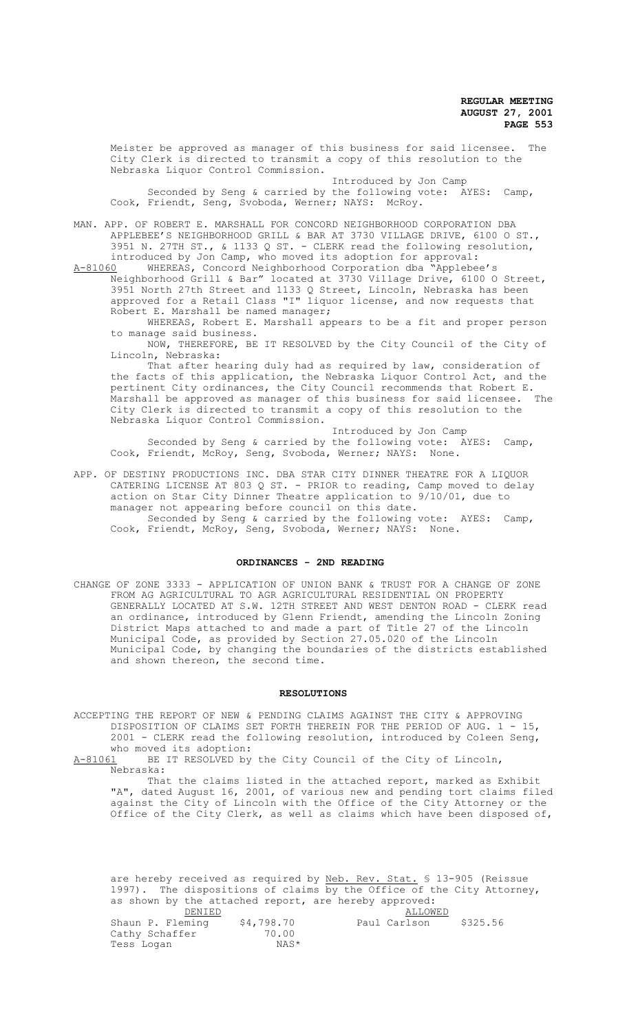Meister be approved as manager of this business for said licensee. The City Clerk is directed to transmit a copy of this resolution to the Nebraska Liquor Control Commission.

Introduced by Jon Camp

Seconded by Seng & carried by the following vote: AYES: Camp, Cook, Friendt, Seng, Svoboda, Werner; NAYS: McRoy.

MAN. APP. OF ROBERT E. MARSHALL FOR CONCORD NEIGHBORHOOD CORPORATION DBA APPLEBEE'S NEIGHBORHOOD GRILL & BAR AT 3730 VILLAGE DRIVE, 6100 O ST., 3951 N. 27TH ST., & 1133 Q ST. - CLERK read the following resolution, introduced by Jon Camp, who moved its adoption for approval:

A-81060 WHEREAS, Concord Neighborhood Corporation dba "Applebee's Neighborhood Grill & Bar" located at 3730 Village Drive, 6100 O Street, 3951 North 27th Street and 1133 Q Street, Lincoln, Nebraska has been approved for a Retail Class "I" liquor license, and now requests that Robert E. Marshall be named manager;

WHEREAS, Robert E. Marshall appears to be a fit and proper person to manage said business.

NOW, THEREFORE, BE IT RESOLVED by the City Council of the City of Lincoln, Nebraska:

That after hearing duly had as required by law, consideration of the facts of this application, the Nebraska Liquor Control Act, and the pertinent City ordinances, the City Council recommends that Robert E. Marshall be approved as manager of this business for said licensee. The City Clerk is directed to transmit a copy of this resolution to the Nebraska Liquor Control Commission.

Introduced by Jon Camp

Seconded by Seng & carried by the following vote: AYES: Camp, Cook, Friendt, McRoy, Seng, Svoboda, Werner; NAYS: None.

APP. OF DESTINY PRODUCTIONS INC. DBA STAR CITY DINNER THEATRE FOR A LIQUOR CATERING LICENSE AT 803 Q ST. - PRIOR to reading, Camp moved to delay action on Star City Dinner Theatre application to 9/10/01, due to manager not appearing before council on this date.

Seconded by Seng & carried by the following vote: AYES: Camp, Cook, Friendt, McRoy, Seng, Svoboda, Werner; NAYS: None.

## ORDINANCES - 2ND READING

CHANGE OF ZONE 3333 - APPLICATION OF UNION BANK & TRUST FOR A CHANGE OF ZONE FROM AG AGRICULTURAL TO AGR AGRICULTURAL RESIDENTIAL ON PROPERTY GENERALLY LOCATED AT S.W. 12TH STREET AND WEST DENTON ROAD - CLERK read an ordinance, introduced by Glenn Friendt, amending the Lincoln Zoning District Maps attached to and made a part of Title 27 of the Lincoln Municipal Code, as provided by Section 27.05.020 of the Lincoln Municipal Code, by changing the boundaries of the districts established and shown thereon, the second time.

## RESOLUTIONS

ACCEPTING THE REPORT OF NEW & PENDING CLAIMS AGAINST THE CITY & APPROVING DISPOSITION OF CLAIMS SET FORTH THEREIN FOR THE PERIOD OF AUG. 1 - 15, 2001 - CLERK read the following resolution, introduced by Coleen Seng, who moved its adoption:

A-81061 BE IT RESOLVED by the City Council of the City of Lincoln, Nebraska:

That the claims listed in the attached report, marked as Exhibit "A", dated August 16, 2001, of various new and pending tort claims filed against the City of Lincoln with the Office of the City Attorney or the Office of the City Clerk, as well as claims which have been disposed of, are hereby received as required by Neb. Rev. Stat. § 13-905 (Reissue 1997). The dispositions of claims by the Office of the City Attorney, as shown by the attached report, are hereby approved:

| DENIED | | ALLOWED | |
|---|---|---|---|
| Shaun P. Fleming | $4,798.70 | Paul Carlson | $325.56 |
| Cathy Schaffer | 70.00 | | |
| Tess Logan | NAS* | | |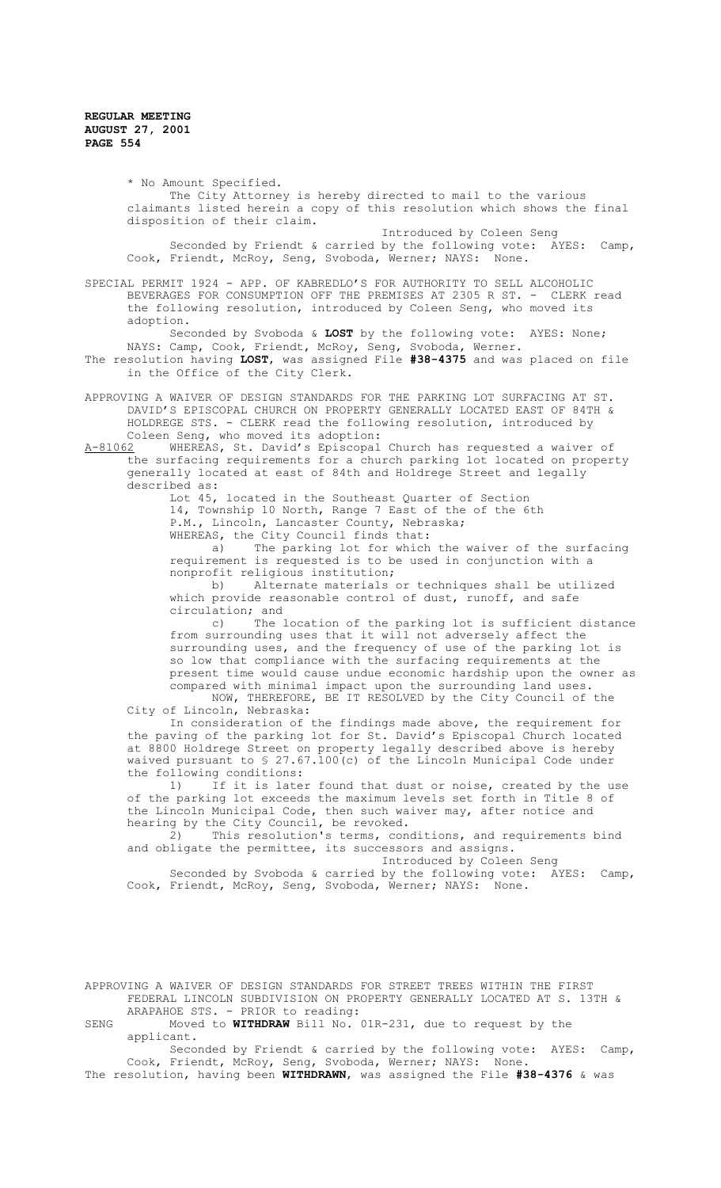* No Amount Specified.

The City Attorney is hereby directed to mail to the various claimants listed herein a copy of this resolution which shows the final disposition of their claim.

Introduced by Coleen Seng

Seconded by Friendt & carried by the following vote: AYES: Camp, Cook, Friendt, McRoy, Seng, Svoboda, Werner; NAYS: None.

SPECIAL PERMIT 1924 - APP. OF KABREDLO'S FOR AUTHORITY TO SELL ALCOHOLIC BEVERAGES FOR CONSUMPTION OFF THE PREMISES AT 2305 R ST. - CLERK read the following resolution, introduced by Coleen Seng, who moved its adoption.

Seconded by Svoboda & **LOST** by the following vote: AYES: None; NAYS: Camp, Cook, Friendt, McRoy, Seng, Svoboda, Werner.

The resolution having **LOST**, was assigned File **#38-4375** and was placed on file in the Office of the City Clerk.

APPROVING A WAIVER OF DESIGN STANDARDS FOR THE PARKING LOT SURFACING AT ST. DAVID'S EPISCOPAL CHURCH ON PROPERTY GENERALLY LOCATED EAST OF 84TH & HOLDREGE STS. - CLERK read the following resolution, introduced by Coleen Seng, who moved its adoption:

A-81062 WHEREAS, St. David's Episcopal Church has requested a waiver of the surfacing requirements for a church parking lot located on property generally located at east of 84th and Holdrege Street and legally described as:

Lot 45, located in the Southeast Quarter of Section 14, Township 10 North, Range 7 East of the of the 6th P.M., Lincoln, Lancaster County, Nebraska;

WHEREAS, the City Council finds that:

a) The parking lot for which the waiver of the surfacing requirement is requested is to be used in conjunction with a nonprofit religious institution;

b) Alternate materials or techniques shall be utilized which provide reasonable control of dust, runoff, and safe circulation; and

c) The location of the parking lot is sufficient distance from surrounding uses that it will not adversely affect the surrounding uses, and the frequency of use of the parking lot is so low that compliance with the surfacing requirements at the present time would cause undue economic hardship upon the owner as compared with minimal impact upon the surrounding land uses.

NOW, THEREFORE, BE IT RESOLVED by the City Council of the City of Lincoln, Nebraska:

In consideration of the findings made above, the requirement for the paving of the parking lot for St. David's Episcopal Church located at 8800 Holdrege Street on property legally described above is hereby waived pursuant to § 27.67.100(c) of the Lincoln Municipal Code under the following conditions:

1) If it is later found that dust or noise, created by the use of the parking lot exceeds the maximum levels set forth in Title 8 of the Lincoln Municipal Code, then such waiver may, after notice and hearing by the City Council, be revoked.

2) This resolution's terms, conditions, and requirements bind and obligate the permittee, its successors and assigns.

Introduced by Coleen Seng

Seconded by Svoboda & carried by the following vote: AYES: Camp, Cook, Friendt, McRoy, Seng, Svoboda, Werner; NAYS: None.

APPROVING A WAIVER OF DESIGN STANDARDS FOR STREET TREES WITHIN THE FIRST FEDERAL LINCOLN SUBDIVISION ON PROPERTY GENERALLY LOCATED AT S. 13TH & ARAPAHOE STS. - PRIOR to reading:

SENG Moved to **WITHDRAW** Bill No. 01R-231, due to request by the applicant.

Seconded by Friendt & carried by the following vote: AYES: Camp, Cook, Friendt, McRoy, Seng, Svoboda, Werner; NAYS: None.

The resolution, having been **WITHDRAWN**, was assigned the File **#38-4376** & was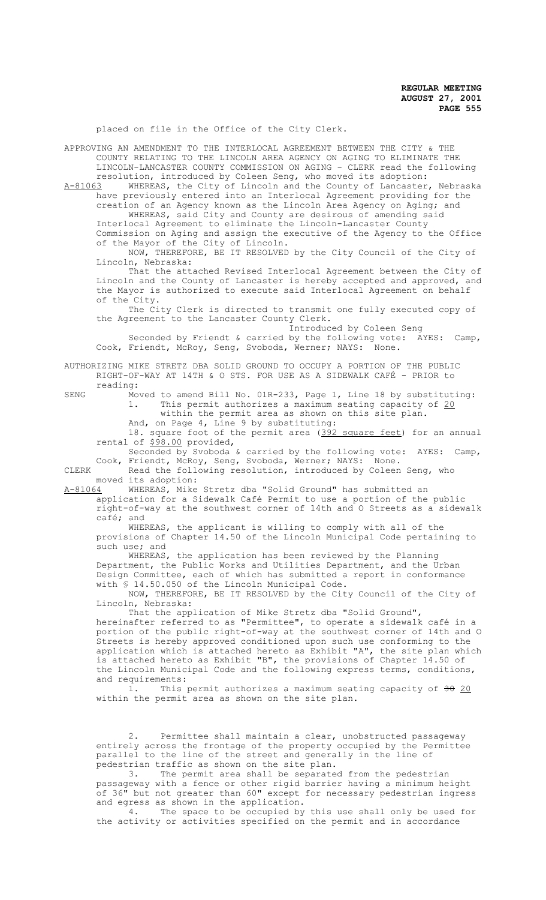placed on file in the Office of the City Clerk.

APPROVING AN AMENDMENT TO THE INTERLOCAL AGREEMENT BETWEEN THE CITY & THE COUNTY RELATING TO THE LINCOLN AREA AGENCY ON AGING TO ELIMINATE THE LINCOLN-LANCASTER COUNTY COMMISSION ON AGING - CLERK read the following resolution, introduced by Coleen Seng, who moved its adoption:

A-81063 WHEREAS, the City of Lincoln and the County of Lancaster, Nebraska have previously entered into an Interlocal Agreement providing for the creation of an Agency known as the Lincoln Area Agency on Aging; and

WHEREAS, said City and County are desirous of amending said Interlocal Agreement to eliminate the Lincoln-Lancaster County Commission on Aging and assign the executive of the Agency to the Office of the Mayor of the City of Lincoln.

NOW, THEREFORE, BE IT RESOLVED by the City Council of the City of Lincoln, Nebraska:

That the attached Revised Interlocal Agreement between the City of Lincoln and the County of Lancaster is hereby accepted and approved, and the Mayor is authorized to execute said Interlocal Agreement on behalf of the City.

The City Clerk is directed to transmit one fully executed copy of the Agreement to the Lancaster County Clerk.

Introduced by Coleen Seng

Seconded by Friendt & carried by the following vote: AYES: Camp, Cook, Friendt, McRoy, Seng, Svoboda, Werner; NAYS: None.

AUTHORIZING MIKE STRETZ DBA SOLID GROUND TO OCCUPY A PORTION OF THE PUBLIC RIGHT-OF-WAY AT 14TH & O STS. FOR USE AS A SIDEWALK CAFÉ - PRIOR to reading:

SENG Moved to amend Bill No. 01R-233, Page 1, Line 18 by substituting:

1. This permit authorizes a maximum seating capacity of 20 within the permit area as shown on this site plan.

And, on Page 4, Line 9 by substituting:

18. square foot of the permit area (392 square feet) for an annual rental of $98.00 provided,

Seconded by Svoboda & carried by the following vote: AYES: Camp, Cook, Friendt, McRoy, Seng, Svoboda, Werner; NAYS: None.

CLERK Read the following resolution, introduced by Coleen Seng, who moved its adoption:

A-81064 WHEREAS, Mike Stretz dba "Solid Ground" has submitted an application for a Sidewalk Café Permit to use a portion of the public right-of-way at the southwest corner of 14th and O Streets as a sidewalk café; and

WHEREAS, the applicant is willing to comply with all of the provisions of Chapter 14.50 of the Lincoln Municipal Code pertaining to such use; and

WHEREAS, the application has been reviewed by the Planning Department, the Public Works and Utilities Department, and the Urban Design Committee, each of which has submitted a report in conformance with § 14.50.050 of the Lincoln Municipal Code.

NOW, THEREFORE, BE IT RESOLVED by the City Council of the City of Lincoln, Nebraska:

That the application of Mike Stretz dba "Solid Ground", hereinafter referred to as "Permittee", to operate a sidewalk café in a portion of the public right-of-way at the southwest corner of 14th and O Streets is hereby approved conditioned upon such use conforming to the application which is attached hereto as Exhibit "A", the site plan which is attached hereto as Exhibit "B", the provisions of Chapter 14.50 of the Lincoln Municipal Code and the following express terms, conditions, and requirements:

1. This permit authorizes a maximum seating capacity of ~~30~~ 20 within the permit area as shown on the site plan.

2. Permittee shall maintain a clear, unobstructed passageway entirely across the frontage of the property occupied by the Permittee parallel to the line of the street and generally in the line of pedestrian traffic as shown on the site plan.

3. The permit area shall be separated from the pedestrian passageway with a fence or other rigid barrier having a minimum height of 36" but not greater than 60" except for necessary pedestrian ingress and egress as shown in the application.

4. The space to be occupied by this use shall only be used for the activity or activities specified on the permit and in accordance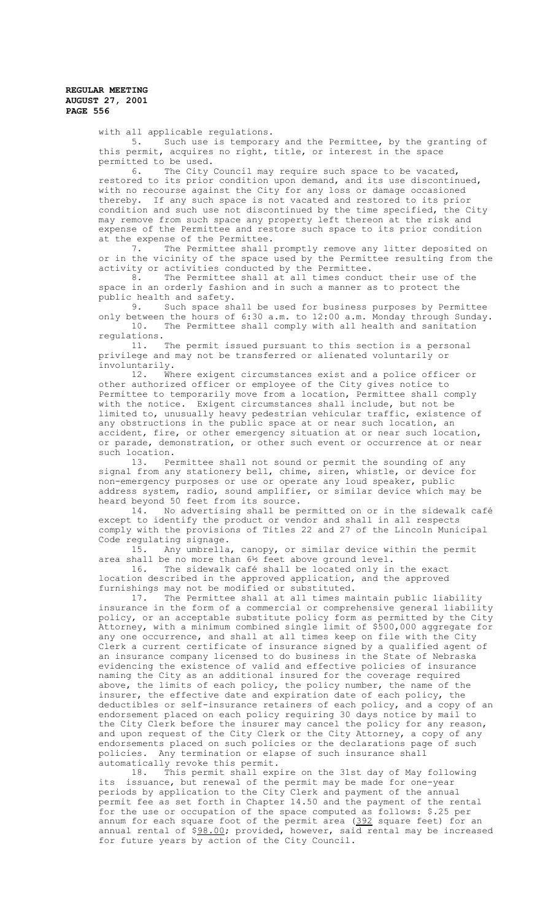with all applicable regulations.

5. Such use is temporary and the Permittee, by the granting of this permit, acquires no right, title, or interest in the space permitted to be used.

6. The City Council may require such space to be vacated, restored to its prior condition upon demand, and its use discontinued, with no recourse against the City for any loss or damage occasioned thereby. If any such space is not vacated and restored to its prior condition and such use not discontinued by the time specified, the City may remove from such space any property left thereon at the risk and expense of the Permittee and restore such space to its prior condition at the expense of the Permittee.

7. The Permittee shall promptly remove any litter deposited on or in the vicinity of the space used by the Permittee resulting from the activity or activities conducted by the Permittee.

8. The Permittee shall at all times conduct their use of the space in an orderly fashion and in such a manner as to protect the public health and safety.

9. Such space shall be used for business purposes by Permittee only between the hours of 6:30 a.m. to 12:00 a.m. Monday through Sunday.

10. The Permittee shall comply with all health and sanitation regulations.

11. The permit issued pursuant to this section is a personal privilege and may not be transferred or alienated voluntarily or involuntarily.

12. Where exigent circumstances exist and a police officer or other authorized officer or employee of the City gives notice to Permittee to temporarily move from a location, Permittee shall comply with the notice. Exigent circumstances shall include, but not be limited to, unusually heavy pedestrian vehicular traffic, existence of any obstructions in the public space at or near such location, an accident, fire, or other emergency situation at or near such location, or parade, demonstration, or other such event or occurrence at or near such location.

13. Permittee shall not sound or permit the sounding of any signal from any stationery bell, chime, siren, whistle, or device for non-emergency purposes or use or operate any loud speaker, public address system, radio, sound amplifier, or similar device which may be heard beyond 50 feet from its source.

14. No advertising shall be permitted on or in the sidewalk café except to identify the product or vendor and shall in all respects comply with the provisions of Titles 22 and 27 of the Lincoln Municipal Code regulating signage.

15. Any umbrella, canopy, or similar device within the permit area shall be no more than 6½ feet above ground level.

16. The sidewalk café shall be located only in the exact location described in the approved application, and the approved furnishings may not be modified or substituted.

17. The Permittee shall at all times maintain public liability insurance in the form of a commercial or comprehensive general liability policy, or an acceptable substitute policy form as permitted by the City Attorney, with a minimum combined single limit of $500,000 aggregate for any one occurrence, and shall at all times keep on file with the City Clerk a current certificate of insurance signed by a qualified agent of an insurance company licensed to do business in the State of Nebraska evidencing the existence of valid and effective policies of insurance naming the City as an additional insured for the coverage required above, the limits of each policy, the policy number, the name of the insurer, the effective date and expiration date of each policy, the deductibles or self-insurance retainers of each policy, and a copy of an endorsement placed on each policy requiring 30 days notice by mail to the City Clerk before the insurer may cancel the policy for any reason, and upon request of the City Clerk or the City Attorney, a copy of any endorsements placed on such policies or the declarations page of such policies. Any termination or elapse of such insurance shall automatically revoke this permit.

18. This permit shall expire on the 31st day of May following its issuance, but renewal of the permit may be made for one-year periods by application to the City Clerk and payment of the annual permit fee as set forth in Chapter 14.50 and the payment of the rental for the use or occupation of the space computed as follows: $.25 per annum for each square foot of the permit area (392 square feet) for an annual rental of $98.00; provided, however, said rental may be increased for future years by action of the City Council.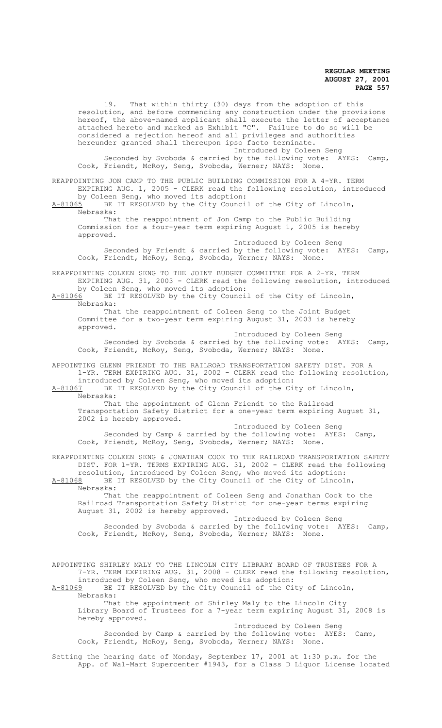19. That within thirty (30) days from the adoption of this resolution, and before commencing any construction under the provisions hereof, the above-named applicant shall execute the letter of acceptance attached hereto and marked as Exhibit "C". Failure to do so will be considered a rejection hereof and all privileges and authorities hereunder granted shall thereupon ipso facto terminate.

Introduced by Coleen Seng

Seconded by Svoboda & carried by the following vote: AYES: Camp, Cook, Friendt, McRoy, Seng, Svoboda, Werner; NAYS: None.

REAPPOINTING JON CAMP TO THE PUBLIC BUILDING COMMISSION FOR A 4-YR. TERM EXPIRING AUG. 1, 2005 - CLERK read the following resolution, introduced by Coleen Seng, who moved its adoption:

A-81065 BE IT RESOLVED by the City Council of the City of Lincoln, Nebraska:

That the reappointment of Jon Camp to the Public Building Commission for a four-year term expiring August 1, 2005 is hereby approved.

Introduced by Coleen Seng

Seconded by Friendt & carried by the following vote: AYES: Camp, Cook, Friendt, McRoy, Seng, Svoboda, Werner; NAYS: None.

REAPPOINTING COLEEN SENG TO THE JOINT BUDGET COMMITTEE FOR A 2-YR. TERM EXPIRING AUG. 31, 2003 - CLERK read the following resolution, introduced by Coleen Seng, who moved its adoption:

A-81066 BE IT RESOLVED by the City Council of the City of Lincoln, Nebraska:

That the reappointment of Coleen Seng to the Joint Budget Committee for a two-year term expiring August 31, 2003 is hereby approved.

Introduced by Coleen Seng

Seconded by Svoboda & carried by the following vote: AYES: Camp, Cook, Friendt, McRoy, Seng, Svoboda, Werner; NAYS: None.

APPOINTING GLENN FRIENDT TO THE RAILROAD TRANSPORTATION SAFETY DIST. FOR A 1-YR. TERM EXPIRING AUG. 31, 2002 - CLERK read the following resolution, introduced by Coleen Seng, who moved its adoption:

A-81067 BE IT RESOLVED by the City Council of the City of Lincoln, Nebraska:

That the appointment of Glenn Friendt to the Railroad Transportation Safety District for a one-year term expiring August 31, 2002 is hereby approved.

Introduced by Coleen Seng

Seconded by Camp & carried by the following vote: AYES: Camp, Cook, Friendt, McRoy, Seng, Svoboda, Werner; NAYS: None.

REAPPOINTING COLEEN SENG & JONATHAN COOK TO THE RAILROAD TRANSPORTATION SAFETY DIST. FOR 1-YR. TERMS EXPIRING AUG. 31, 2002 - CLERK read the following resolution, introduced by Coleen Seng, who moved its adoption:

A-81068 BE IT RESOLVED by the City Council of the City of Lincoln, Nebraska:

That the reappointment of Coleen Seng and Jonathan Cook to the Railroad Transportation Safety District for one-year terms expiring August 31, 2002 is hereby approved.

Introduced by Coleen Seng

Seconded by Svoboda & carried by the following vote: AYES: Camp, Cook, Friendt, McRoy, Seng, Svoboda, Werner; NAYS: None.

APPOINTING SHIRLEY MALY TO THE LINCOLN CITY LIBRARY BOARD OF TRUSTEES FOR A 7-YR. TERM EXPIRING AUG. 31, 2008 - CLERK read the following resolution, introduced by Coleen Seng, who moved its adoption:

A-81069 BE IT RESOLVED by the City Council of the City of Lincoln, Nebraska:

That the appointment of Shirley Maly to the Lincoln City Library Board of Trustees for a 7-year term expiring August 31, 2008 is hereby approved.

Introduced by Coleen Seng

Seconded by Camp & carried by the following vote: AYES: Camp, Cook, Friendt, McRoy, Seng, Svoboda, Werner; NAYS: None.

Setting the hearing date of Monday, September 17, 2001 at 1:30 p.m. for the App. of Wal-Mart Supercenter #1943, for a Class D Liquor License located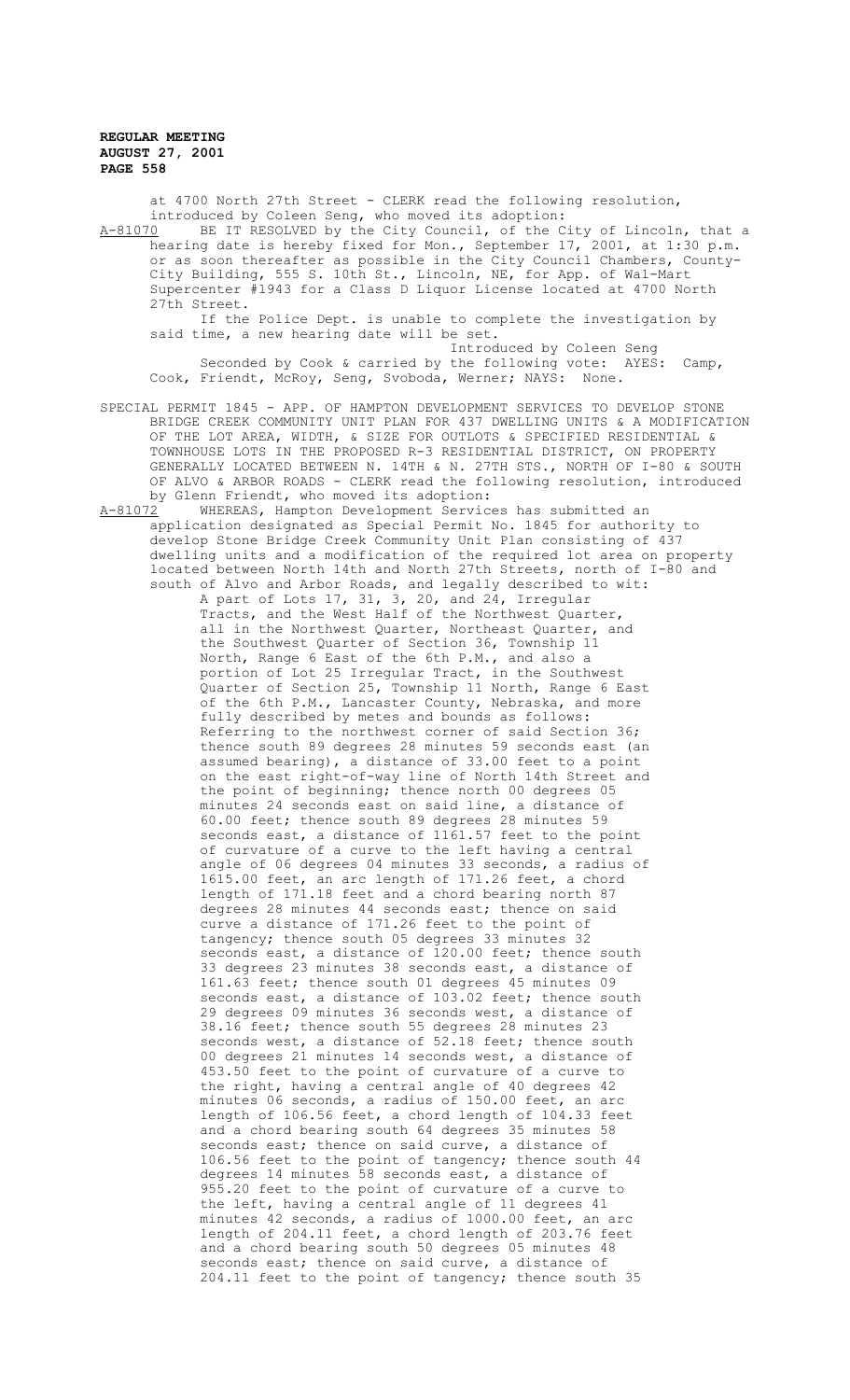at 4700 North 27th Street - CLERK read the following resolution, introduced by Coleen Seng, who moved its adoption:

A-81070 BE IT RESOLVED by the City Council, of the City of Lincoln, that a hearing date is hereby fixed for Mon., September 17, 2001, at 1:30 p.m. or as soon thereafter as possible in the City Council Chambers, County-City Building, 555 S. 10th St., Lincoln, NE, for App. of Wal-Mart Supercenter #1943 for a Class D Liquor License located at 4700 North 27th Street.

If the Police Dept. is unable to complete the investigation by said time, a new hearing date will be set.

Introduced by Coleen Seng

Seconded by Cook & carried by the following vote: AYES: Camp, Cook, Friendt, McRoy, Seng, Svoboda, Werner; NAYS: None.

SPECIAL PERMIT 1845 - APP. OF HAMPTON DEVELOPMENT SERVICES TO DEVELOP STONE BRIDGE CREEK COMMUNITY UNIT PLAN FOR 437 DWELLING UNITS & A MODIFICATION OF THE LOT AREA, WIDTH, & SIZE FOR OUTLOTS & SPECIFIED RESIDENTIAL & TOWNHOUSE LOTS IN THE PROPOSED R-3 RESIDENTIAL DISTRICT, ON PROPERTY GENERALLY LOCATED BETWEEN N. 14TH & N. 27TH STS., NORTH OF I-80 & SOUTH OF ALVO & ARBOR ROADS - CLERK read the following resolution, introduced by Glenn Friendt, who moved its adoption:

A-81072 WHEREAS, Hampton Development Services has submitted an application designated as Special Permit No. 1845 for authority to develop Stone Bridge Creek Community Unit Plan consisting of 437 dwelling units and a modification of the required lot area on property located between North 14th and North 27th Streets, north of I-80 and south of Alvo and Arbor Roads, and legally described to wit:

A part of Lots 17, 31, 3, 20, and 24, Irregular Tracts, and the West Half of the Northwest Quarter, all in the Northwest Quarter, Northeast Quarter, and the Southwest Quarter of Section 36, Township 11 North, Range 6 East of the 6th P.M., and also a portion of Lot 25 Irregular Tract, in the Southwest Quarter of Section 25, Township 11 North, Range 6 East of the 6th P.M., Lancaster County, Nebraska, and more fully described by metes and bounds as follows: Referring to the northwest corner of said Section 36; thence south 89 degrees 28 minutes 59 seconds east (an assumed bearing), a distance of 33.00 feet to a point on the east right-of-way line of North 14th Street and the point of beginning; thence north 00 degrees 05 minutes 24 seconds east on said line, a distance of 60.00 feet; thence south 89 degrees 28 minutes 59 seconds east, a distance of 1161.57 feet to the point of curvature of a curve to the left having a central angle of 06 degrees 04 minutes 33 seconds, a radius of 1615.00 feet, an arc length of 171.26 feet, a chord length of 171.18 feet and a chord bearing north 87 degrees 28 minutes 44 seconds east; thence on said curve a distance of 171.26 feet to the point of tangency; thence south 05 degrees 33 minutes 32 seconds east, a distance of 120.00 feet; thence south 33 degrees 23 minutes 38 seconds east, a distance of 161.63 feet; thence south 01 degrees 45 minutes 09 seconds east, a distance of 103.02 feet; thence south 29 degrees 09 minutes 36 seconds west, a distance of 38.16 feet; thence south 55 degrees 28 minutes 23 seconds west, a distance of 52.18 feet; thence south 00 degrees 21 minutes 14 seconds west, a distance of 453.50 feet to the point of curvature of a curve to the right, having a central angle of 40 degrees 42 minutes 06 seconds, a radius of 150.00 feet, an arc length of 106.56 feet, a chord length of 104.33 feet and a chord bearing south 64 degrees 35 minutes 58 seconds east; thence on said curve, a distance of 106.56 feet to the point of tangency; thence south 44 degrees 14 minutes 58 seconds east, a distance of 955.20 feet to the point of curvature of a curve to the left, having a central angle of 11 degrees 41 minutes 42 seconds, a radius of 1000.00 feet, an arc length of 204.11 feet, a chord length of 203.76 feet and a chord bearing south 50 degrees 05 minutes 48 seconds east; thence on said curve, a distance of 204.11 feet to the point of tangency; thence south 35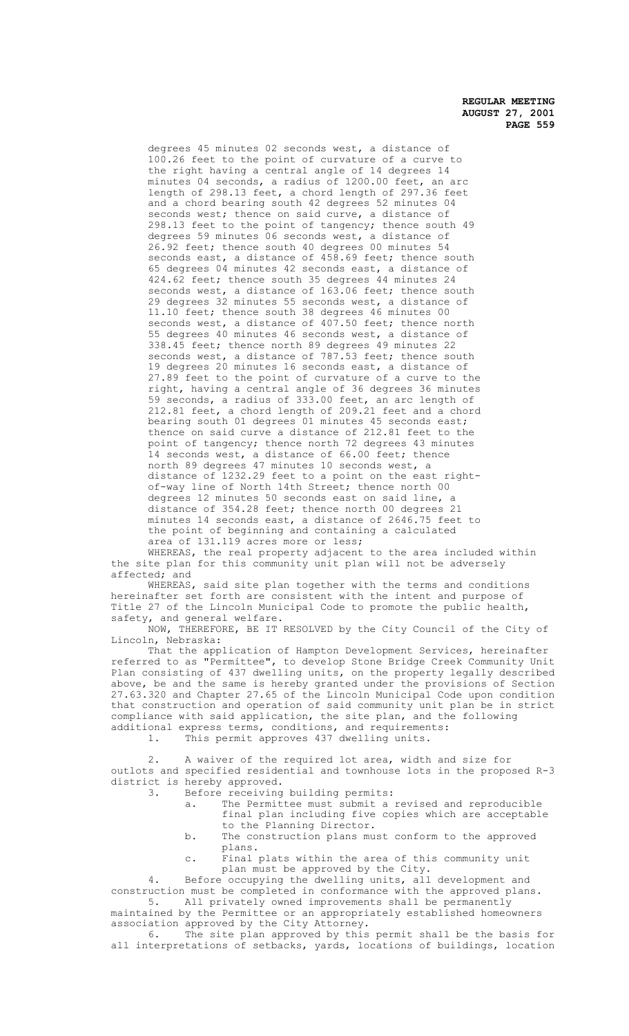degrees 45 minutes 02 seconds west, a distance of 100.26 feet to the point of curvature of a curve to the right having a central angle of 14 degrees 14 minutes 04 seconds, a radius of 1200.00 feet, an arc length of 298.13 feet, a chord length of 297.36 feet and a chord bearing south 42 degrees 52 minutes 04 seconds west; thence on said curve, a distance of 298.13 feet to the point of tangency; thence south 49 degrees 59 minutes 06 seconds west, a distance of 26.92 feet; thence south 40 degrees 00 minutes 54 seconds east, a distance of 458.69 feet; thence south 65 degrees 04 minutes 42 seconds east, a distance of 424.62 feet; thence south 35 degrees 44 minutes 24 seconds west, a distance of 163.06 feet; thence south 29 degrees 32 minutes 55 seconds west, a distance of 11.10 feet; thence south 38 degrees 46 minutes 00 seconds west, a distance of 407.50 feet; thence north 55 degrees 40 minutes 46 seconds west, a distance of 338.45 feet; thence north 89 degrees 49 minutes 22 seconds west, a distance of 787.53 feet; thence south 19 degrees 20 minutes 16 seconds east, a distance of 27.89 feet to the point of curvature of a curve to the right, having a central angle of 36 degrees 36 minutes 59 seconds, a radius of 333.00 feet, an arc length of 212.81 feet, a chord length of 209.21 feet and a chord bearing south 01 degrees 01 minutes 45 seconds east; thence on said curve a distance of 212.81 feet to the point of tangency; thence north 72 degrees 43 minutes 14 seconds west, a distance of 66.00 feet; thence north 89 degrees 47 minutes 10 seconds west, a distance of 1232.29 feet to a point on the east right-of-way line of North 14th Street; thence north 00 degrees 12 minutes 50 seconds east on said line, a distance of 354.28 feet; thence north 00 degrees 21 minutes 14 seconds east, a distance of 2646.75 feet to the point of beginning and containing a calculated area of 131.119 acres more or less;

WHEREAS, the real property adjacent to the area included within the site plan for this community unit plan will not be adversely affected; and

WHEREAS, said site plan together with the terms and conditions hereinafter set forth are consistent with the intent and purpose of Title 27 of the Lincoln Municipal Code to promote the public health, safety, and general welfare.

NOW, THEREFORE, BE IT RESOLVED by the City Council of the City of Lincoln, Nebraska:

That the application of Hampton Development Services, hereinafter referred to as "Permittee", to develop Stone Bridge Creek Community Unit Plan consisting of 437 dwelling units, on the property legally described above, be and the same is hereby granted under the provisions of Section 27.63.320 and Chapter 27.65 of the Lincoln Municipal Code upon condition that construction and operation of said community unit plan be in strict compliance with said application, the site plan, and the following additional express terms, conditions, and requirements:

1. This permit approves 437 dwelling units.

2. A waiver of the required lot area, width and size for outlots and specified residential and townhouse lots in the proposed R-3 district is hereby approved.

3. Before receiving building permits:
   a. The Permittee must submit a revised and reproducible final plan including five copies which are acceptable to the Planning Director.
   b. The construction plans must conform to the approved plans.
   c. Final plats within the area of this community unit plan must be approved by the City.

4. Before occupying the dwelling units, all development and construction must be completed in conformance with the approved plans.

5. All privately owned improvements shall be permanently maintained by the Permittee or an appropriately established homeowners association approved by the City Attorney.

6. The site plan approved by this permit shall be the basis for all interpretations of setbacks, yards, locations of buildings, location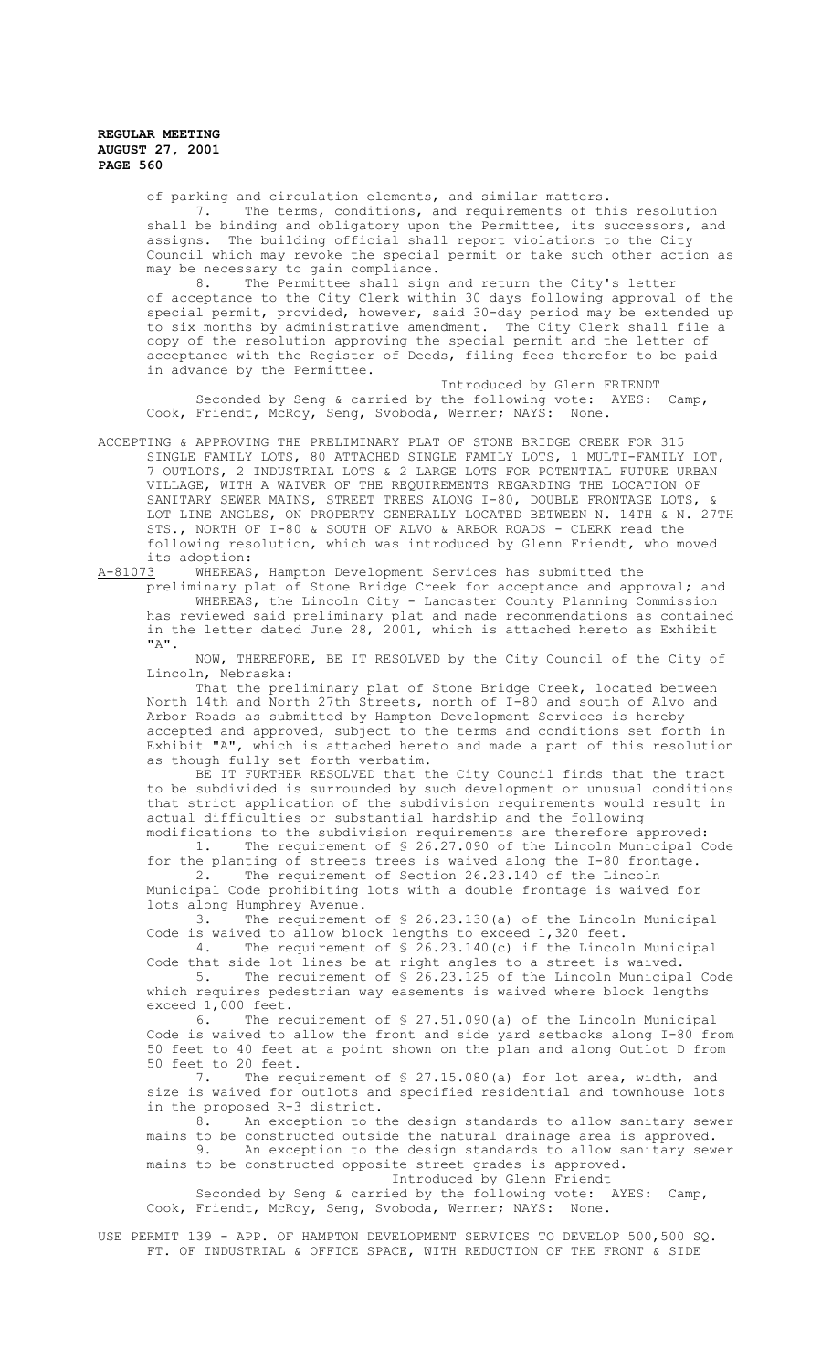of parking and circulation elements, and similar matters.

7. The terms, conditions, and requirements of this resolution shall be binding and obligatory upon the Permittee, its successors, and assigns. The building official shall report violations to the City Council which may revoke the special permit or take such other action as may be necessary to gain compliance.

8. The Permittee shall sign and return the City's letter of acceptance to the City Clerk within 30 days following approval of the special permit, provided, however, said 30-day period may be extended up to six months by administrative amendment. The City Clerk shall file a copy of the resolution approving the special permit and the letter of acceptance with the Register of Deeds, filing fees therefor to be paid in advance by the Permittee.

Introduced by Glenn FRIENDT

Seconded by Seng & carried by the following vote: AYES: Camp, Cook, Friendt, McRoy, Seng, Svoboda, Werner; NAYS: None.

ACCEPTING & APPROVING THE PRELIMINARY PLAT OF STONE BRIDGE CREEK FOR 315 SINGLE FAMILY LOTS, 80 ATTACHED SINGLE FAMILY LOTS, 1 MULTI-FAMILY LOT, 7 OUTLOTS, 2 INDUSTRIAL LOTS & 2 LARGE LOTS FOR POTENTIAL FUTURE URBAN VILLAGE, WITH A WAIVER OF THE REQUIREMENTS REGARDING THE LOCATION OF SANITARY SEWER MAINS, STREET TREES ALONG I-80, DOUBLE FRONTAGE LOTS, & LOT LINE ANGLES, ON PROPERTY GENERALLY LOCATED BETWEEN N. 14TH & N. 27TH STS., NORTH OF I-80 & SOUTH OF ALVO & ARBOR ROADS - CLERK read the following resolution, which was introduced by Glenn Friendt, who moved its adoption:

A-81073 WHEREAS, Hampton Development Services has submitted the preliminary plat of Stone Bridge Creek for acceptance and approval; and

WHEREAS, the Lincoln City - Lancaster County Planning Commission has reviewed said preliminary plat and made recommendations as contained in the letter dated June 28, 2001, which is attached hereto as Exhibit "A".

NOW, THEREFORE, BE IT RESOLVED by the City Council of the City of Lincoln, Nebraska:

That the preliminary plat of Stone Bridge Creek, located between North 14th and North 27th Streets, north of I-80 and south of Alvo and Arbor Roads as submitted by Hampton Development Services is hereby accepted and approved, subject to the terms and conditions set forth in Exhibit "A", which is attached hereto and made a part of this resolution as though fully set forth verbatim.

BE IT FURTHER RESOLVED that the City Council finds that the tract to be subdivided is surrounded by such development or unusual conditions that strict application of the subdivision requirements would result in actual difficulties or substantial hardship and the following modifications to the subdivision requirements are therefore approved:

1. The requirement of § 26.27.090 of the Lincoln Municipal Code for the planting of streets trees is waived along the I-80 frontage.
2. The requirement of Section 26.23.140 of the Lincoln Municipal Code prohibiting lots with a double frontage is waived for lots along Humphrey Avenue.
3. The requirement of § 26.23.130(a) of the Lincoln Municipal Code is waived to allow block lengths to exceed 1,320 feet.
4. The requirement of § 26.23.140(c) if the Lincoln Municipal Code that side lot lines be at right angles to a street is waived.
5. The requirement of § 26.23.125 of the Lincoln Municipal Code which requires pedestrian way easements is waived where block lengths exceed 1,000 feet.
6. The requirement of § 27.51.090(a) of the Lincoln Municipal Code is waived to allow the front and side yard setbacks along I-80 from 50 feet to 40 feet at a point shown on the plan and along Outlot D from 50 feet to 20 feet.
7. The requirement of § 27.15.080(a) for lot area, width, and size is waived for outlots and specified residential and townhouse lots in the proposed R-3 district.
8. An exception to the design standards to allow sanitary sewer mains to be constructed outside the natural drainage area is approved.
9. An exception to the design standards to allow sanitary sewer mains to be constructed opposite street grades is approved.

Introduced by Glenn Friendt

Seconded by Seng & carried by the following vote: AYES: Camp, Cook, Friendt, McRoy, Seng, Svoboda, Werner; NAYS: None.

USE PERMIT 139 - APP. OF HAMPTON DEVELOPMENT SERVICES TO DEVELOP 500,500 SQ. FT. OF INDUSTRIAL & OFFICE SPACE, WITH REDUCTION OF THE FRONT & SIDE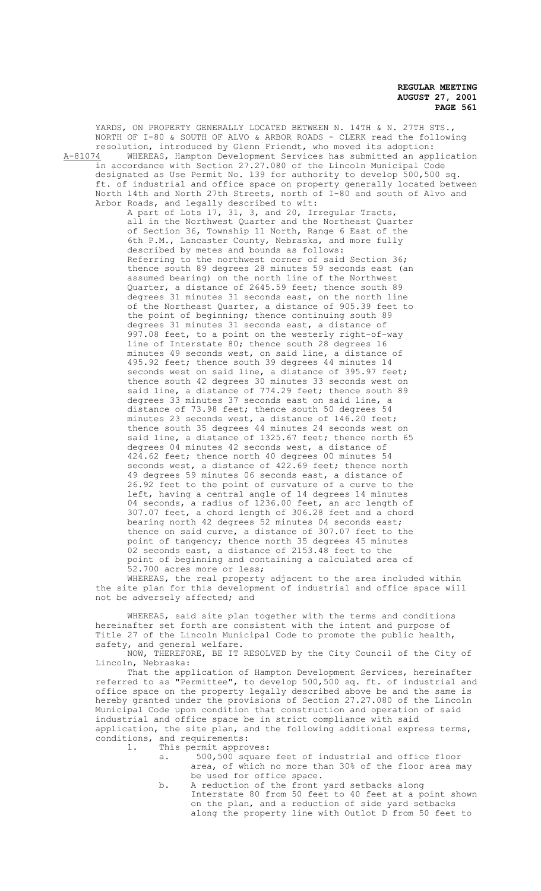YARDS, ON PROPERTY GENERALLY LOCATED BETWEEN N. 14TH & N. 27TH STS., NORTH OF I-80 & SOUTH OF ALVO & ARBOR ROADS - CLERK read the following resolution, introduced by Glenn Friendt, who moved its adoption:

A-81074 WHEREAS, Hampton Development Services has submitted an application in accordance with Section 27.27.080 of the Lincoln Municipal Code designated as Use Permit No. 139 for authority to develop 500,500 sq. ft. of industrial and office space on property generally located between North 14th and North 27th Streets, north of I-80 and south of Alvo and Arbor Roads, and legally described to wit:

A part of Lots 17, 31, 3, and 20, Irregular Tracts, all in the Northwest Quarter and the Northeast Quarter of Section 36, Township 11 North, Range 6 East of the 6th P.M., Lancaster County, Nebraska, and more fully described by metes and bounds as follows: Referring to the northwest corner of said Section 36; thence south 89 degrees 28 minutes 59 seconds east (an assumed bearing) on the north line of the Northwest Quarter, a distance of 2645.59 feet; thence south 89 degrees 31 minutes 31 seconds east, on the north line of the Northeast Quarter, a distance of 905.39 feet to the point of beginning; thence continuing south 89 degrees 31 minutes 31 seconds east, a distance of 997.08 feet, to a point on the westerly right-of-way line of Interstate 80; thence south 28 degrees 16 minutes 49 seconds west, on said line, a distance of 495.92 feet; thence south 39 degrees 44 minutes 14 seconds west on said line, a distance of 395.97 feet; thence south 42 degrees 30 minutes 33 seconds west on said line, a distance of 774.29 feet; thence south 89 degrees 33 minutes 37 seconds east on said line, a distance of 73.98 feet; thence south 50 degrees 54 minutes 23 seconds west, a distance of 146.20 feet; thence south 35 degrees 44 minutes 24 seconds west on said line, a distance of 1325.67 feet; thence north 65 degrees 04 minutes 42 seconds west, a distance of 424.62 feet; thence north 40 degrees 00 minutes 54 seconds west, a distance of 422.69 feet; thence north 49 degrees 59 minutes 06 seconds east, a distance of 26.92 feet to the point of curvature of a curve to the left, having a central angle of 14 degrees 14 minutes 04 seconds, a radius of 1236.00 feet, an arc length of 307.07 feet, a chord length of 306.28 feet and a chord bearing north 42 degrees 52 minutes 04 seconds east; thence on said curve, a distance of 307.07 feet to the point of tangency; thence north 35 degrees 45 minutes 02 seconds east, a distance of 2153.48 feet to the point of beginning and containing a calculated area of 52.700 acres more or less;

WHEREAS, the real property adjacent to the area included within the site plan for this development of industrial and office space will not be adversely affected; and

WHEREAS, said site plan together with the terms and conditions hereinafter set forth are consistent with the intent and purpose of Title 27 of the Lincoln Municipal Code to promote the public health, safety, and general welfare.

NOW, THEREFORE, BE IT RESOLVED by the City Council of the City of Lincoln, Nebraska:

That the application of Hampton Development Services, hereinafter referred to as "Permittee", to develop 500,500 sq. ft. of industrial and office space on the property legally described above be and the same is hereby granted under the provisions of Section 27.27.080 of the Lincoln Municipal Code upon condition that construction and operation of said industrial and office space be in strict compliance with said application, the site plan, and the following additional express terms, conditions, and requirements:

1. This permit approves:
   a. 500,500 square feet of industrial and office floor area, of which no more than 30% of the floor area may be used for office space.
   b. A reduction of the front yard setbacks along Interstate 80 from 50 feet to 40 feet at a point shown on the plan, and a reduction of side yard setbacks along the property line with Outlot D from 50 feet to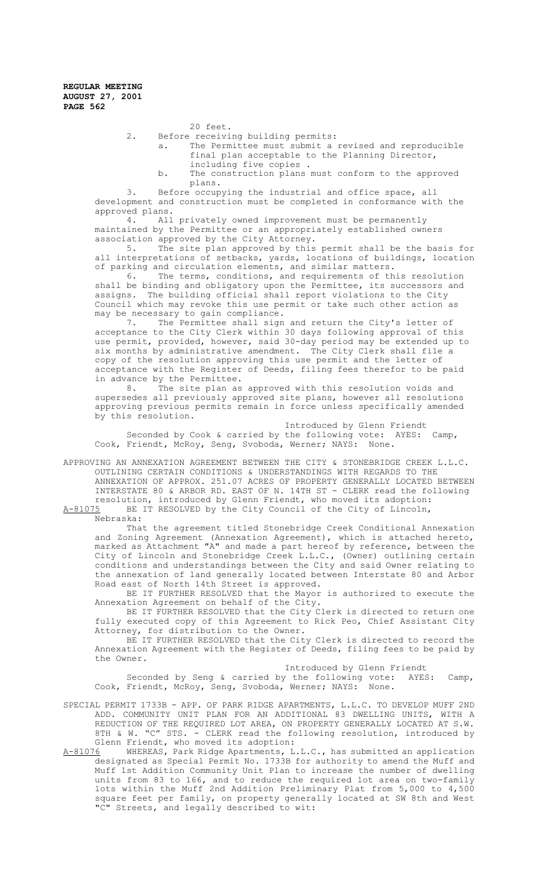20 feet.

2. Before receiving building permits:
   a. The Permittee must submit a revised and reproducible final plan acceptable to the Planning Director, including five copies .
   b. The construction plans must conform to the approved plans.

3. Before occupying the industrial and office space, all development and construction must be completed in conformance with the approved plans.

4. All privately owned improvement must be permanently maintained by the Permittee or an appropriately established owners association approved by the City Attorney.

5. The site plan approved by this permit shall be the basis for all interpretations of setbacks, yards, locations of buildings, location of parking and circulation elements, and similar matters.

6. The terms, conditions, and requirements of this resolution shall be binding and obligatory upon the Permittee, its successors and assigns. The building official shall report violations to the City Council which may revoke this use permit or take such other action as may be necessary to gain compliance.

7. The Permittee shall sign and return the City's letter of acceptance to the City Clerk within 30 days following approval of this use permit, provided, however, said 30-day period may be extended up to six months by administrative amendment. The City Clerk shall file a copy of the resolution approving this use permit and the letter of acceptance with the Register of Deeds, filing fees therefor to be paid in advance by the Permittee.

8. The site plan as approved with this resolution voids and supersedes all previously approved site plans, however all resolutions approving previous permits remain in force unless specifically amended by this resolution.

Introduced by Glenn Friendt

Seconded by Cook & carried by the following vote: AYES: Camp, Cook, Friendt, McRoy, Seng, Svoboda, Werner; NAYS: None.

APPROVING AN ANNEXATION AGREEMENT BETWEEN THE CITY & STONEBRIDGE CREEK L.L.C. OUTLINING CERTAIN CONDITIONS & UNDERSTANDINGS WITH REGARDS TO THE ANNEXATION OF APPROX. 251.07 ACRES OF PROPERTY GENERALLY LOCATED BETWEEN INTERSTATE 80 & ARBOR RD. EAST OF N. 14TH ST - CLERK read the following resolution, introduced by Glenn Friendt, who moved its adoption:

A-81075 BE IT RESOLVED by the City Council of the City of Lincoln, Nebraska:

That the agreement titled Stonebridge Creek Conditional Annexation and Zoning Agreement (Annexation Agreement), which is attached hereto, marked as Attachment "A" and made a part hereof by reference, between the City of Lincoln and Stonebridge Creek L.L.C., (Owner) outlining certain conditions and understandings between the City and said Owner relating to the annexation of land generally located between Interstate 80 and Arbor Road east of North 14th Street is approved.

BE IT FURTHER RESOLVED that the Mayor is authorized to execute the Annexation Agreement on behalf of the City.

BE IT FURTHER RESOLVED that the City Clerk is directed to return one fully executed copy of this Agreement to Rick Peo, Chief Assistant City Attorney, for distribution to the Owner.

BE IT FURTHER RESOLVED that the City Clerk is directed to record the Annexation Agreement with the Register of Deeds, filing fees to be paid by the Owner.

Introduced by Glenn Friendt

Seconded by Seng & carried by the following vote: AYES: Camp, Cook, Friendt, McRoy, Seng, Svoboda, Werner; NAYS: None.

SPECIAL PERMIT 1733B - APP. OF PARK RIDGE APARTMENTS, L.L.C. TO DEVELOP MUFF 2ND ADD. COMMUNITY UNIT PLAN FOR AN ADDITIONAL 83 DWELLING UNITS, WITH A REDUCTION OF THE REQUIRED LOT AREA, ON PROPERTY GENERALLY LOCATED AT S.W. 8TH & W. "C" STS. - CLERK read the following resolution, introduced by Glenn Friendt, who moved its adoption:

A-81076 WHEREAS, Park Ridge Apartments, L.L.C., has submitted an application designated as Special Permit No. 1733B for authority to amend the Muff and Muff 1st Addition Community Unit Plan to increase the number of dwelling units from 83 to 166, and to reduce the required lot area on two-family lots within the Muff 2nd Addition Preliminary Plat from 5,000 to 4,500 square feet per family, on property generally located at SW 8th and West "C" Streets, and legally described to wit: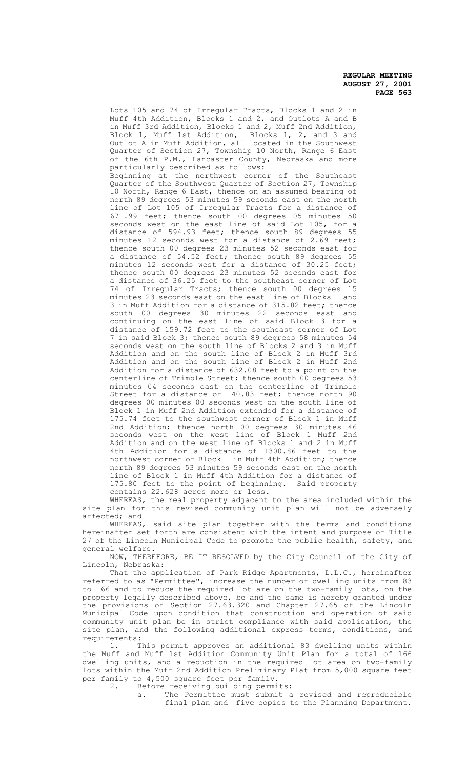Lots 105 and 74 of Irregular Tracts, Blocks 1 and 2 in Muff 4th Addition, Blocks 1 and 2, and Outlots A and B in Muff 3rd Addition, Blocks 1 and 2, Muff 2nd Addition, Block 1, Muff 1st Addition, Blocks 1, 2, and 3 and Outlot A in Muff Addition, all located in the Southwest Quarter of Section 27, Township 10 North, Range 6 East of the 6th P.M., Lancaster County, Nebraska and more particularly described as follows:

Beginning at the northwest corner of the Southeast Quarter of the Southwest Quarter of Section 27, Township 10 North, Range 6 East, thence on an assumed bearing of north 89 degrees 53 minutes 59 seconds east on the north line of Lot 105 of Irregular Tracts for a distance of 671.99 feet; thence south 00 degrees 05 minutes 50 seconds west on the east line of said Lot 105, for a distance of 594.93 feet; thence south 89 degrees 55 minutes 12 seconds west for a distance of 2.69 feet; thence south 00 degrees 23 minutes 52 seconds east for a distance of 54.52 feet; thence south 89 degrees 55 minutes 12 seconds west for a distance of 30.25 feet; thence south 00 degrees 23 minutes 52 seconds east for a distance of 36.25 feet to the southeast corner of Lot 74 of Irregular Tracts; thence south 00 degrees 15 minutes 23 seconds east on the east line of Blocks 1 and 3 in Muff Addition for a distance of 315.82 feet; thence south 00 degrees 30 minutes 22 seconds east and continuing on the east line of said Block 3 for a distance of 159.72 feet to the southeast corner of Lot 7 in said Block 3; thence south 89 degrees 58 minutes 54 seconds west on the south line of Blocks 2 and 3 in Muff Addition and on the south line of Block 2 in Muff 3rd Addition and on the south line of Block 2 in Muff 2nd Addition for a distance of 632.08 feet to a point on the centerline of Trimble Street; thence south 00 degrees 53 minutes 04 seconds east on the centerline of Trimble Street for a distance of 140.83 feet; thence north 90 degrees 00 minutes 00 seconds west on the south line of Block 1 in Muff 2nd Addition extended for a distance of 175.74 feet to the southwest corner of Block 1 in Muff 2nd Addition; thence north 00 degrees 30 minutes 46 seconds west on the west line of Block 1 Muff 2nd Addition and on the west line of Blocks 1 and 2 in Muff 4th Addition for a distance of 1300.86 feet to the northwest corner of Block 1 in Muff 4th Addition; thence north 89 degrees 53 minutes 59 seconds east on the north line of Block 1 in Muff 4th Addition for a distance of 175.80 feet to the point of beginning. Said property contains 22.628 acres more or less.

WHEREAS, the real property adjacent to the area included within the site plan for this revised community unit plan will not be adversely affected; and

WHEREAS, said site plan together with the terms and conditions hereinafter set forth are consistent with the intent and purpose of Title 27 of the Lincoln Municipal Code to promote the public health, safety, and general welfare.

NOW, THEREFORE, BE IT RESOLVED by the City Council of the City of Lincoln, Nebraska:

That the application of Park Ridge Apartments, L.L.C., hereinafter referred to as "Permittee", increase the number of dwelling units from 83 to 166 and to reduce the required lot are on the two-family lots, on the property legally described above, be and the same is hereby granted under the provisions of Section 27.63.320 and Chapter 27.65 of the Lincoln Municipal Code upon condition that construction and operation of said community unit plan be in strict compliance with said application, the site plan, and the following additional express terms, conditions, and requirements:

1. This permit approves an additional 83 dwelling units within the Muff and Muff 1st Addition Community Unit Plan for a total of 166 dwelling units, and a reduction in the required lot area on two-family lots within the Muff 2nd Addition Preliminary Plat from 5,000 square feet per family to 4,500 square feet per family.
2. Before receiving building permits:
   a. The Permittee must submit a revised and reproducible final plan and five copies to the Planning Department.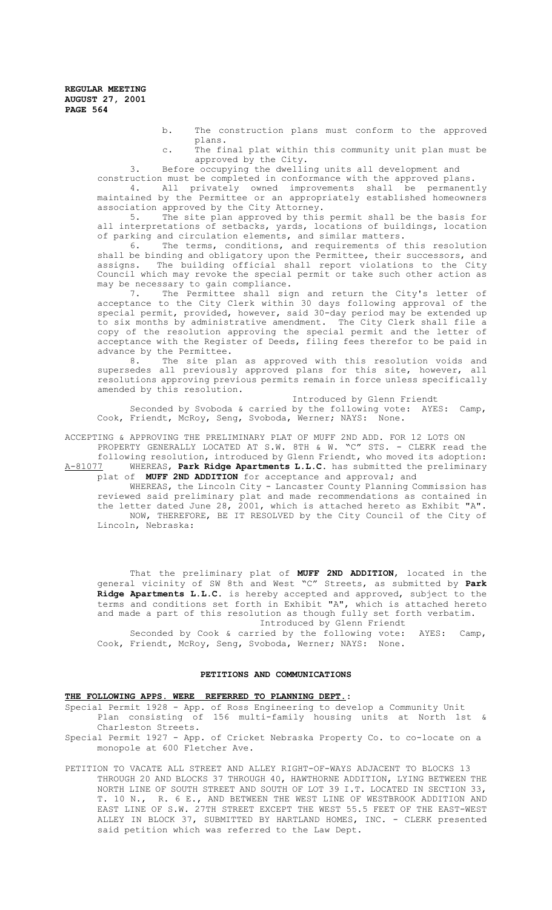b. The construction plans must conform to the approved plans.

c. The final plat within this community unit plan must be approved by the City.

3. Before occupying the dwelling units all development and construction must be completed in conformance with the approved plans.

4. All privately owned improvements shall be permanently maintained by the Permittee or an appropriately established homeowners association approved by the City Attorney.

5. The site plan approved by this permit shall be the basis for all interpretations of setbacks, yards, locations of buildings, location of parking and circulation elements, and similar matters.

6. The terms, conditions, and requirements of this resolution shall be binding and obligatory upon the Permittee, their successors, and assigns. The building official shall report violations to the City Council which may revoke the special permit or take such other action as may be necessary to gain compliance.

7. The Permittee shall sign and return the City's letter of acceptance to the City Clerk within 30 days following approval of the special permit, provided, however, said 30-day period may be extended up to six months by administrative amendment. The City Clerk shall file a copy of the resolution approving the special permit and the letter of acceptance with the Register of Deeds, filing fees therefor to be paid in advance by the Permittee.

8. The site plan as approved with this resolution voids and supersedes all previously approved plans for this site, however, all resolutions approving previous permits remain in force unless specifically amended by this resolution.

Introduced by Glenn Friendt

Seconded by Svoboda & carried by the following vote: AYES: Camp, Cook, Friendt, McRoy, Seng, Svoboda, Werner; NAYS: None.

ACCEPTING & APPROVING THE PRELIMINARY PLAT OF MUFF 2ND ADD. FOR 12 LOTS ON PROPERTY GENERALLY LOCATED AT S.W. 8TH & W. "C" STS. - CLERK read the following resolution, introduced by Glenn Friendt, who moved its adoption:

A-81077 WHEREAS, **Park Ridge Apartments L.L.C.** has submitted the preliminary plat of **MUFF 2ND ADDITION** for acceptance and approval; and

WHEREAS, the Lincoln City - Lancaster County Planning Commission has reviewed said preliminary plat and made recommendations as contained in the letter dated June 28, 2001, which is attached hereto as Exhibit "A".

NOW, THEREFORE, BE IT RESOLVED by the City Council of the City of Lincoln, Nebraska:

That the preliminary plat of **MUFF 2ND ADDITION**, located in the general vicinity of SW 8th and West "C" Streets, as submitted by **Park Ridge Apartments L.L.C.** is hereby accepted and approved, subject to the terms and conditions set forth in Exhibit "A", which is attached hereto and made a part of this resolution as though fully set forth verbatim.

Introduced by Glenn Friendt

Seconded by Cook & carried by the following vote: AYES: Camp, Cook, Friendt, McRoy, Seng, Svoboda, Werner; NAYS: None.

## PETITIONS AND COMMUNICATIONS

**THE FOLLOWING APPS. WERE REFERRED TO PLANNING DEPT.:**

Special Permit 1928 - App. of Ross Engineering to develop a Community Unit Plan consisting of 156 multi-family housing units at North 1st & Charleston Streets.

Special Permit 1927 - App. of Cricket Nebraska Property Co. to co-locate on a monopole at 600 Fletcher Ave.

PETITION TO VACATE ALL STREET AND ALLEY RIGHT-OF-WAYS ADJACENT TO BLOCKS 13 THROUGH 20 AND BLOCKS 37 THROUGH 40, HAWTHORNE ADDITION, LYING BETWEEN THE NORTH LINE OF SOUTH STREET AND SOUTH OF LOT 39 I.T. LOCATED IN SECTION 33, T. 10 N., R. 6 E., AND BETWEEN THE WEST LINE OF WESTBROOK ADDITION AND EAST LINE OF S.W. 27TH STREET EXCEPT THE WEST 55.5 FEET OF THE EAST-WEST ALLEY IN BLOCK 37, SUBMITTED BY HARTLAND HOMES, INC. - CLERK presented said petition which was referred to the Law Dept.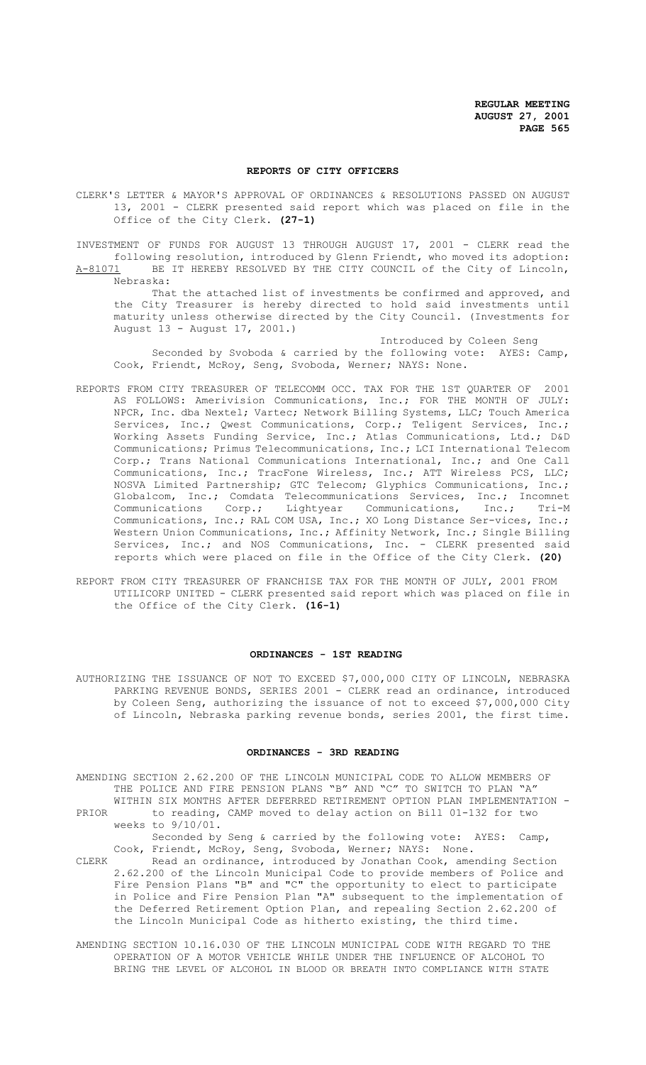### REPORTS OF CITY OFFICERS

CLERK'S LETTER & MAYOR'S APPROVAL OF ORDINANCES & RESOLUTIONS PASSED ON AUGUST 13, 2001 - CLERK presented said report which was placed on file in the Office of the City Clerk. **(27-1)**

INVESTMENT OF FUNDS FOR AUGUST 13 THROUGH AUGUST 17, 2001 - CLERK read the following resolution, introduced by Glenn Friendt, who moved its adoption:

A-81071 BE IT HEREBY RESOLVED BY THE CITY COUNCIL of the City of Lincoln, Nebraska:

That the attached list of investments be confirmed and approved, and the City Treasurer is hereby directed to hold said investments until maturity unless otherwise directed by the City Council. (Investments for August 13 - August 17, 2001.)

Introduced by Coleen Seng

Seconded by Svoboda & carried by the following vote: AYES: Camp, Cook, Friendt, McRoy, Seng, Svoboda, Werner; NAYS: None.

REPORTS FROM CITY TREASURER OF TELECOMM OCC. TAX FOR THE 1ST QUARTER OF 2001 AS FOLLOWS: Amerivision Communications, Inc.; FOR THE MONTH OF JULY: NPCR, Inc. dba Nextel; Vartec; Network Billing Systems, LLC; Touch America Services, Inc.; Qwest Communications, Corp.; Teligent Services, Inc.; Working Assets Funding Service, Inc.; Atlas Communications, Ltd.; D&D Communications; Primus Telecommunications, Inc.; LCI International Telecom Corp.; Trans National Communications International, Inc.; and One Call Communications, Inc.; TracFone Wireless, Inc.; ATT Wireless PCS, LLC; NOSVA Limited Partnership; GTC Telecom; Glyphics Communications, Inc.; Globalcom, Inc.; Comdata Telecommunications Services, Inc.; Incomnet Communications Corp.; Lightyear Communications, Inc.; Tri-M Communications, Inc.; RAL COM USA, Inc.; XO Long Distance Ser-vices, Inc.; Western Union Communications, Inc.; Affinity Network, Inc.; Single Billing Services, Inc.; and NOS Communications, Inc. - CLERK presented said reports which were placed on file in the Office of the City Clerk. **(20)**

REPORT FROM CITY TREASURER OF FRANCHISE TAX FOR THE MONTH OF JULY, 2001 FROM UTILICORP UNITED - CLERK presented said report which was placed on file in the Office of the City Clerk. **(16-1)**

### ORDINANCES - 1ST READING

AUTHORIZING THE ISSUANCE OF NOT TO EXCEED $7,000,000 CITY OF LINCOLN, NEBRASKA PARKING REVENUE BONDS, SERIES 2001 - CLERK read an ordinance, introduced by Coleen Seng, authorizing the issuance of not to exceed $7,000,000 City of Lincoln, Nebraska parking revenue bonds, series 2001, the first time.

### ORDINANCES - 3RD READING

AMENDING SECTION 2.62.200 OF THE LINCOLN MUNICIPAL CODE TO ALLOW MEMBERS OF THE POLICE AND FIRE PENSION PLANS "B" AND "C" TO SWITCH TO PLAN "A" WITHIN SIX MONTHS AFTER DEFERRED RETIREMENT OPTION PLAN IMPLEMENTATION -

PRIOR to reading, CAMP moved to delay action on Bill 01-132 for two weeks to 9/10/01.

Seconded by Seng & carried by the following vote: AYES: Camp, Cook, Friendt, McRoy, Seng, Svoboda, Werner; NAYS: None.

CLERK Read an ordinance, introduced by Jonathan Cook, amending Section 2.62.200 of the Lincoln Municipal Code to provide members of Police and Fire Pension Plans "B" and "C" the opportunity to elect to participate in Police and Fire Pension Plan "A" subsequent to the implementation of the Deferred Retirement Option Plan, and repealing Section 2.62.200 of the Lincoln Municipal Code as hitherto existing, the third time.

AMENDING SECTION 10.16.030 OF THE LINCOLN MUNICIPAL CODE WITH REGARD TO THE OPERATION OF A MOTOR VEHICLE WHILE UNDER THE INFLUENCE OF ALCOHOL TO BRING THE LEVEL OF ALCOHOL IN BLOOD OR BREATH INTO COMPLIANCE WITH STATE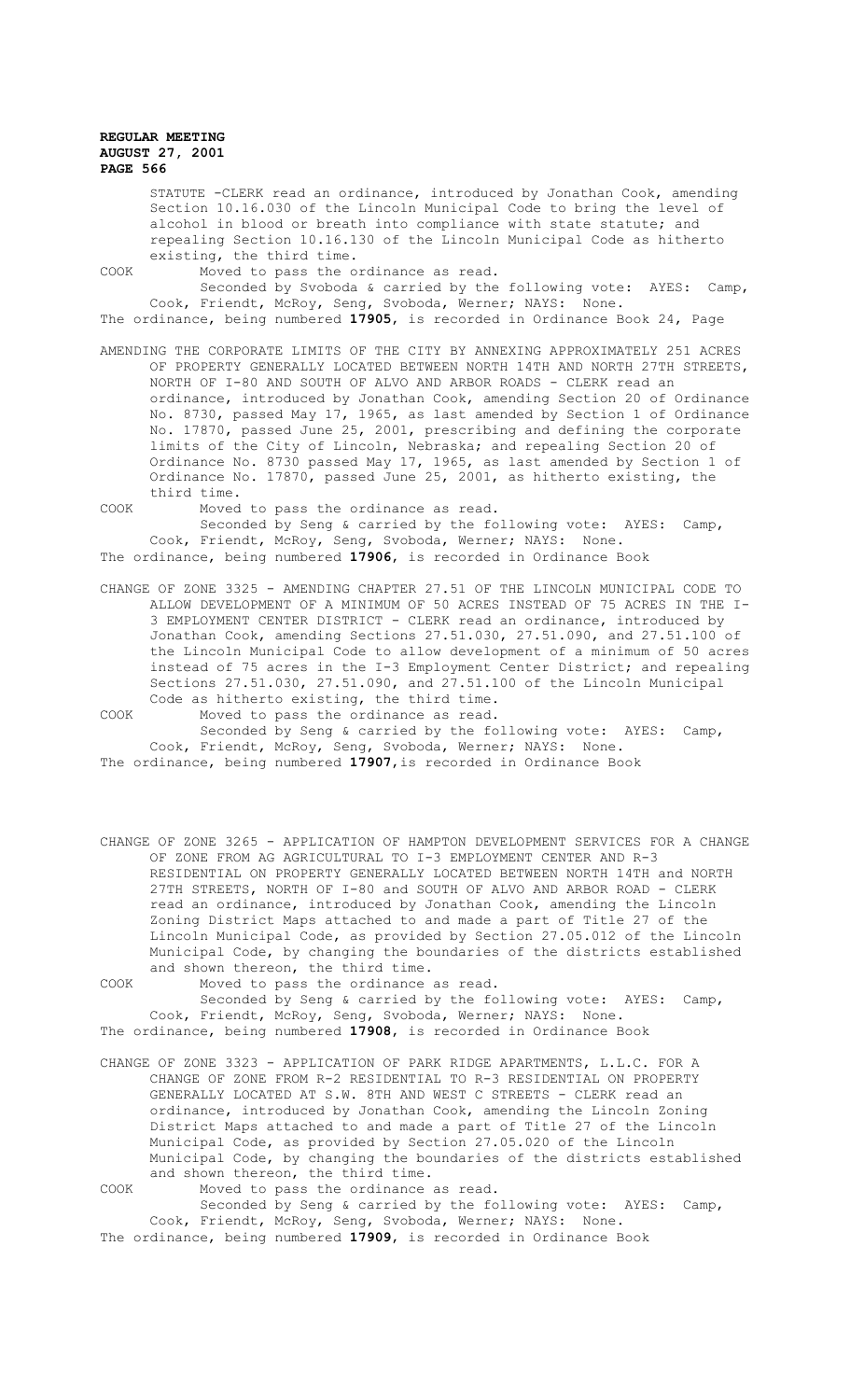STATUTE -CLERK read an ordinance, introduced by Jonathan Cook, amending Section 10.16.030 of the Lincoln Municipal Code to bring the level of alcohol in blood or breath into compliance with state statute; and repealing Section 10.16.130 of the Lincoln Municipal Code as hitherto existing, the third time.

COOK Moved to pass the ordinance as read.

Seconded by Svoboda & carried by the following vote: AYES: Camp, Cook, Friendt, McRoy, Seng, Svoboda, Werner; NAYS: None.

The ordinance, being numbered **17905**, is recorded in Ordinance Book 24, Page

AMENDING THE CORPORATE LIMITS OF THE CITY BY ANNEXING APPROXIMATELY 251 ACRES OF PROPERTY GENERALLY LOCATED BETWEEN NORTH 14TH AND NORTH 27TH STREETS, NORTH OF I-80 AND SOUTH OF ALVO AND ARBOR ROADS - CLERK read an ordinance, introduced by Jonathan Cook, amending Section 20 of Ordinance No. 8730, passed May 17, 1965, as last amended by Section 1 of Ordinance No. 17870, passed June 25, 2001, prescribing and defining the corporate limits of the City of Lincoln, Nebraska; and repealing Section 20 of Ordinance No. 8730 passed May 17, 1965, as last amended by Section 1 of Ordinance No. 17870, passed June 25, 2001, as hitherto existing, the third time.

COOK Moved to pass the ordinance as read.

Seconded by Seng & carried by the following vote: AYES: Camp, Cook, Friendt, McRoy, Seng, Svoboda, Werner; NAYS: None.

The ordinance, being numbered **17906**, is recorded in Ordinance Book

CHANGE OF ZONE 3325 - AMENDING CHAPTER 27.51 OF THE LINCOLN MUNICIPAL CODE TO ALLOW DEVELOPMENT OF A MINIMUM OF 50 ACRES INSTEAD OF 75 ACRES IN THE I-3 EMPLOYMENT CENTER DISTRICT - CLERK read an ordinance, introduced by Jonathan Cook, amending Sections 27.51.030, 27.51.090, and 27.51.100 of the Lincoln Municipal Code to allow development of a minimum of 50 acres instead of 75 acres in the I-3 Employment Center District; and repealing Sections 27.51.030, 27.51.090, and 27.51.100 of the Lincoln Municipal Code as hitherto existing, the third time.

COOK Moved to pass the ordinance as read.

Seconded by Seng & carried by the following vote: AYES: Camp, Cook, Friendt, McRoy, Seng, Svoboda, Werner; NAYS: None.

The ordinance, being numbered **17907**, is recorded in Ordinance Book

CHANGE OF ZONE 3265 - APPLICATION OF HAMPTON DEVELOPMENT SERVICES FOR A CHANGE OF ZONE FROM AG AGRICULTURAL TO I-3 EMPLOYMENT CENTER AND R-3 RESIDENTIAL ON PROPERTY GENERALLY LOCATED BETWEEN NORTH 14TH and NORTH 27TH STREETS, NORTH OF I-80 and SOUTH OF ALVO AND ARBOR ROAD - CLERK read an ordinance, introduced by Jonathan Cook, amending the Lincoln Zoning District Maps attached to and made a part of Title 27 of the Lincoln Municipal Code, as provided by Section 27.05.012 of the Lincoln Municipal Code, by changing the boundaries of the districts established and shown thereon, the third time.

COOK Moved to pass the ordinance as read.

Seconded by Seng & carried by the following vote: AYES: Camp, Cook, Friendt, McRoy, Seng, Svoboda, Werner; NAYS: None.

The ordinance, being numbered **17908**, is recorded in Ordinance Book

CHANGE OF ZONE 3323 - APPLICATION OF PARK RIDGE APARTMENTS, L.L.C. FOR A CHANGE OF ZONE FROM R-2 RESIDENTIAL TO R-3 RESIDENTIAL ON PROPERTY GENERALLY LOCATED AT S.W. 8TH AND WEST C STREETS - CLERK read an ordinance, introduced by Jonathan Cook, amending the Lincoln Zoning District Maps attached to and made a part of Title 27 of the Lincoln Municipal Code, as provided by Section 27.05.020 of the Lincoln Municipal Code, by changing the boundaries of the districts established and shown thereon, the third time.

COOK Moved to pass the ordinance as read.

Seconded by Seng & carried by the following vote: AYES: Camp, Cook, Friendt, McRoy, Seng, Svoboda, Werner; NAYS: None.

The ordinance, being numbered **17909**, is recorded in Ordinance Book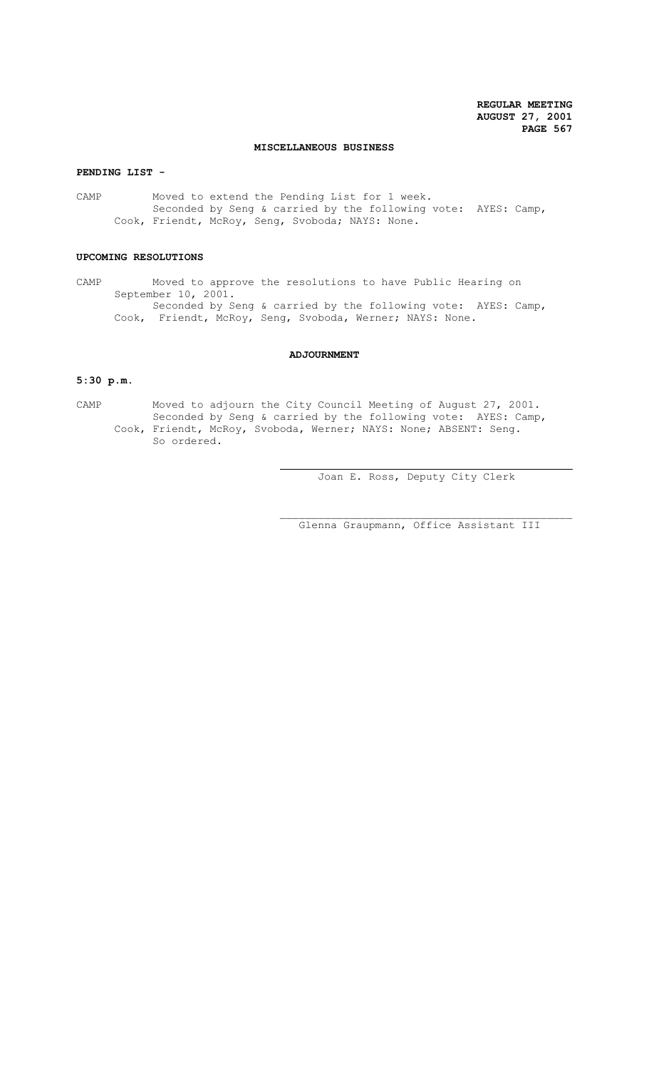**MISCELLANEOUS BUSINESS**

**PENDING LIST -**

CAMP Moved to extend the Pending List for 1 week.
Seconded by Seng & carried by the following vote: AYES: Camp, Cook, Friendt, McRoy, Seng, Svoboda; NAYS: None.

**UPCOMING RESOLUTIONS**

CAMP Moved to approve the resolutions to have Public Hearing on September 10, 2001.
Seconded by Seng & carried by the following vote: AYES: Camp, Cook, Friendt, McRoy, Seng, Svoboda, Werner; NAYS: None.

**ADJOURNMENT**

**5:30 p.m.**

CAMP Moved to adjourn the City Council Meeting of August 27, 2001.
Seconded by Seng & carried by the following vote: AYES: Camp, Cook, Friendt, McRoy, Svoboda, Werner; NAYS: None; ABSENT: Seng.
So ordered.

Joan E. Ross, Deputy City Clerk

Glenna Graupmann, Office Assistant III